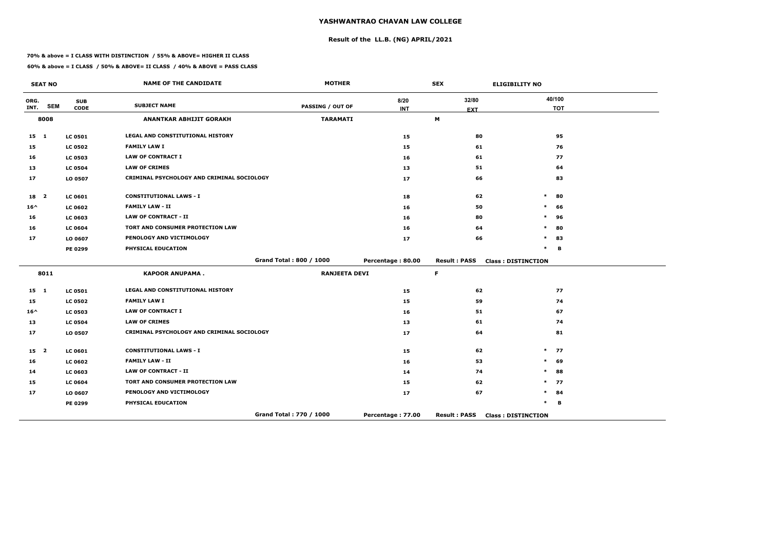# YASHWANTRAO CHAVAN LAW COLLEGE

## Result of the LL.B. (NG) APRIL/2021

**70% & above = I CLASS WITH DISTINCTION / 55% & ABOVE= HIGHER II CLASS**

**60% & above = I CLASS / 50% & ABOVE= II CLASS / 40% & ABOVE = PASS CLASS**

| SEAT NO | | | NAME OF THE CANDIDATE | MOTHER | | SEX | ELIGIBILITY NO | |
|---|---|---|---|---|---|---|---|---|
| ORG. INT. | SEM | SUB CODE | SUBJECT NAME | PASSING / OUT OF | 8/20 INT | 32/80 EXT | | 40/100 TOT |
| 8008 | | | ANANTKAR ABHIJIT GORAKH | TARAMATI | | M | | |
| 15 | 1 | LC 0501 | LEGAL AND CONSTITUTIONAL HISTORY | | 15 | 80 | | 95 |
| 15 | | LC 0502 | FAMILY LAW I | | 15 | 61 | | 76 |
| 16 | | LC 0503 | LAW OF CONTRACT I | | 16 | 61 | | 77 |
| 13 | | LC 0504 | LAW OF CRIMES | | 13 | 51 | | 64 |
| 17 | | LO 0507 | CRIMINAL PSYCHOLOGY AND CRIMINAL SOCIOLOGY | | 17 | 66 | | 83 |
| 18 | 2 | LC 0601 | CONSTITUTIONAL LAWS - I | | 18 | 62 | * | 80 |
| 16^ | | LC 0602 | FAMILY LAW - II | | 16 | 50 | * | 66 |
| 16 | | LC 0603 | LAW OF CONTRACT - II | | 16 | 80 | * | 96 |
| 16 | | LC 0604 | TORT AND CONSUMER PROTECTION LAW | | 16 | 64 | * | 80 |
| 17 | | LO 0607 | PENOLOGY AND VICTIMOLOGY | | 17 | 66 | * | 83 |
| | | PE 0299 | PHYSICAL EDUCATION | | | | * | B |
| | | | | Grand Total : 800 / 1000 | Percentage : 80.00 | Result : PASS | Class : DISTINCTION | |
| 8011 | | | KAPOOR ANUPAMA . | RANJEETA DEVI | | F | | |
| 15 | 1 | LC 0501 | LEGAL AND CONSTITUTIONAL HISTORY | | 15 | 62 | | 77 |
| 15 | | LC 0502 | FAMILY LAW I | | 15 | 59 | | 74 |
| 16^ | | LC 0503 | LAW OF CONTRACT I | | 16 | 51 | | 67 |
| 13 | | LC 0504 | LAW OF CRIMES | | 13 | 61 | | 74 |
| 17 | | LO 0507 | CRIMINAL PSYCHOLOGY AND CRIMINAL SOCIOLOGY | | 17 | 64 | | 81 |
| 15 | 2 | LC 0601 | CONSTITUTIONAL LAWS - I | | 15 | 62 | * | 77 |
| 16 | | LC 0602 | FAMILY LAW - II | | 16 | 53 | * | 69 |
| 14 | | LC 0603 | LAW OF CONTRACT - II | | 14 | 74 | * | 88 |
| 15 | | LC 0604 | TORT AND CONSUMER PROTECTION LAW | | 15 | 62 | * | 77 |
| 17 | | LO 0607 | PENOLOGY AND VICTIMOLOGY | | 17 | 67 | * | 84 |
| | | PE 0299 | PHYSICAL EDUCATION | | | | * | B |
| | | | | Grand Total : 770 / 1000 | Percentage : 77.00 | Result : PASS | Class : DISTINCTION | |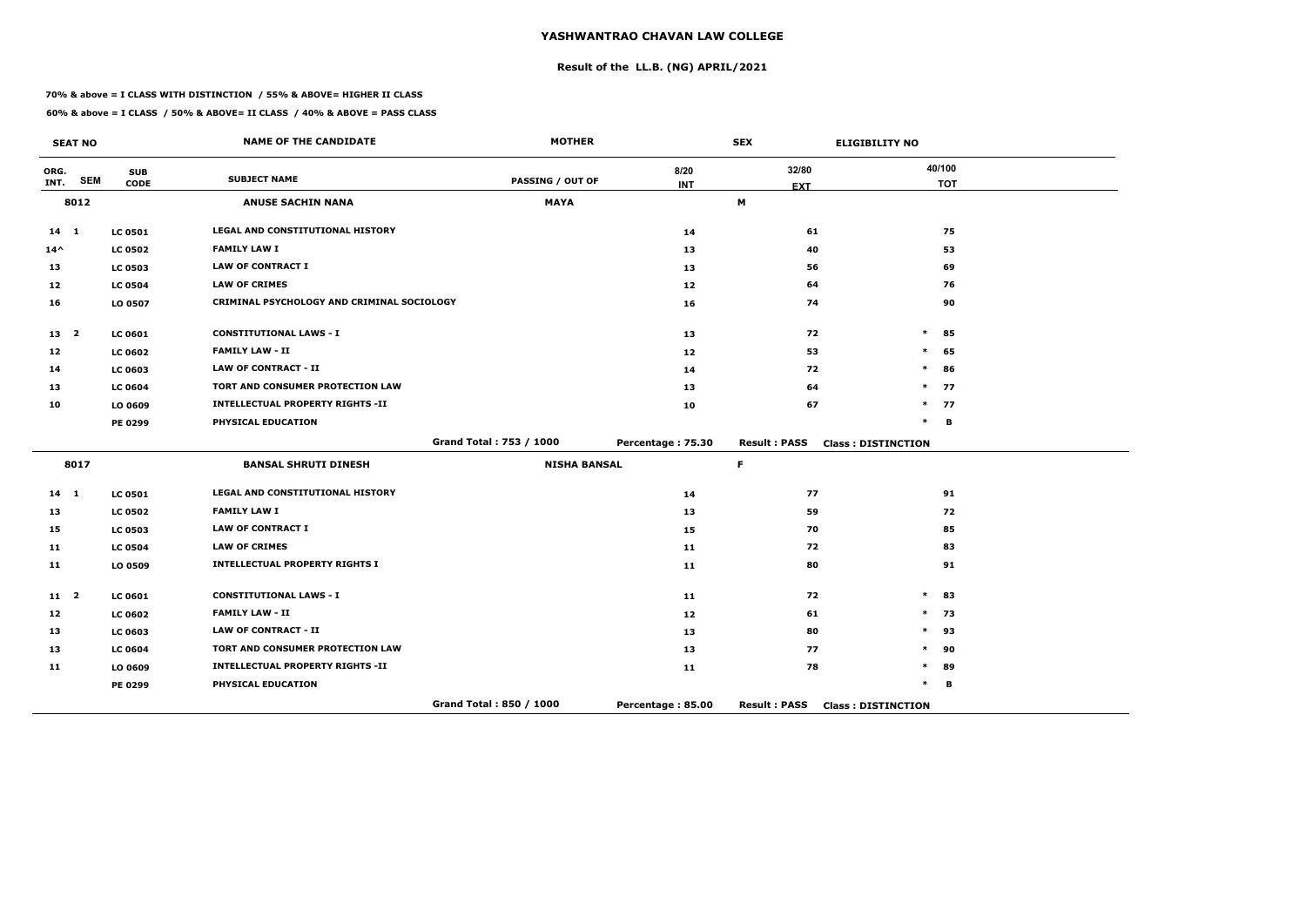# YASHWANTRAO CHAVAN LAW COLLEGE

## Result of the LL.B. (NG) APRIL/2021

**70% & above = I CLASS WITH DISTINCTION / 55% & ABOVE= HIGHER II CLASS**

**60% & above = I CLASS / 50% & ABOVE= II CLASS / 40% & ABOVE = PASS CLASS**

| SEAT NO | | | NAME OF THE CANDIDATE | MOTHER | | SEX | ELIGIBILITY NO | |
|---|---|---|---|---|---|---|---|---|
| ORG. INT. | SEM | SUB CODE | SUBJECT NAME | PASSING / OUT OF | 8/20 INT | 32/80 EXT | | 40/100 TOT |
| 8012 | | | ANUSE SACHIN NANA | MAYA | | M | | |
| 14 | 1 | LC 0501 | LEGAL AND CONSTITUTIONAL HISTORY | | 14 | 61 | | 75 |
| 14^ | | LC 0502 | FAMILY LAW I | | 13 | 40 | | 53 |
| 13 | | LC 0503 | LAW OF CONTRACT I | | 13 | 56 | | 69 |
| 12 | | LC 0504 | LAW OF CRIMES | | 12 | 64 | | 76 |
| 16 | | LO 0507 | CRIMINAL PSYCHOLOGY AND CRIMINAL SOCIOLOGY | | 16 | 74 | | 90 |
| 13 | 2 | LC 0601 | CONSTITUTIONAL LAWS - I | | 13 | 72 | * | 85 |
| 12 | | LC 0602 | FAMILY LAW - II | | 12 | 53 | * | 65 |
| 14 | | LC 0603 | LAW OF CONTRACT - II | | 14 | 72 | * | 86 |
| 13 | | LC 0604 | TORT AND CONSUMER PROTECTION LAW | | 13 | 64 | * | 77 |
| 10 | | LO 0609 | INTELLECTUAL PROPERTY RIGHTS -II | | 10 | 67 | * | 77 |
| | | PE 0299 | PHYSICAL EDUCATION | | | | * | B |
| | | | | Grand Total : 753 / 1000 | Percentage : 75.30 | Result : PASS | Class : DISTINCTION | |
| 8017 | | | BANSAL SHRUTI DINESH | NISHA BANSAL | | F | | |
| 14 | 1 | LC 0501 | LEGAL AND CONSTITUTIONAL HISTORY | | 14 | 77 | | 91 |
| 13 | | LC 0502 | FAMILY LAW I | | 13 | 59 | | 72 |
| 15 | | LC 0503 | LAW OF CONTRACT I | | 15 | 70 | | 85 |
| 11 | | LC 0504 | LAW OF CRIMES | | 11 | 72 | | 83 |
| 11 | | LO 0509 | INTELLECTUAL PROPERTY RIGHTS I | | 11 | 80 | | 91 |
| 11 | 2 | LC 0601 | CONSTITUTIONAL LAWS - I | | 11 | 72 | * | 83 |
| 12 | | LC 0602 | FAMILY LAW - II | | 12 | 61 | * | 73 |
| 13 | | LC 0603 | LAW OF CONTRACT - II | | 13 | 80 | * | 93 |
| 13 | | LC 0604 | TORT AND CONSUMER PROTECTION LAW | | 13 | 77 | * | 90 |
| 11 | | LO 0609 | INTELLECTUAL PROPERTY RIGHTS -II | | 11 | 78 | * | 89 |
| | | PE 0299 | PHYSICAL EDUCATION | | | | * | B |
| | | | | Grand Total : 850 / 1000 | Percentage : 85.00 | Result : PASS | Class : DISTINCTION | |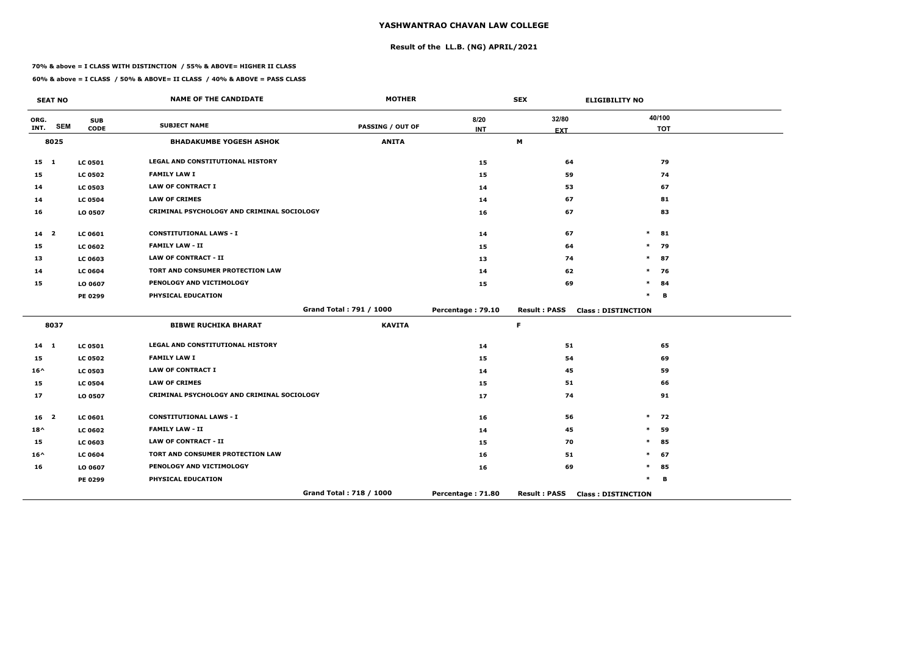# YASHWANTRAO CHAVAN LAW COLLEGE

## Result of the LL.B. (NG) APRIL/2021

**70% & above = I CLASS WITH DISTINCTION / 55% & ABOVE= HIGHER II CLASS**

**60% & above = I CLASS / 50% & ABOVE= II CLASS / 40% & ABOVE = PASS CLASS**

| SEAT NO | | | NAME OF THE CANDIDATE | MOTHER | | SEX | ELIGIBILITY NO |
|---|---|---|---|---|---|---|---|
| ORG. INT. | SEM | SUB CODE | SUBJECT NAME | PASSING / OUT OF | 8/20 INT | 32/80 EXT | 40/100 TOT |
| 8025 | | | BHADAKUMBE YOGESH ASHOK | ANITA | | M | |
| 15 | 1 | LC 0501 | LEGAL AND CONSTITUTIONAL HISTORY | | 15 | 64 | 79 |
| 15 | | LC 0502 | FAMILY LAW I | | 15 | 59 | 74 |
| 14 | | LC 0503 | LAW OF CONTRACT I | | 14 | 53 | 67 |
| 14 | | LC 0504 | LAW OF CRIMES | | 14 | 67 | 81 |
| 16 | | LO 0507 | CRIMINAL PSYCHOLOGY AND CRIMINAL SOCIOLOGY | | 16 | 67 | 83 |
| 14 | 2 | LC 0601 | CONSTITUTIONAL LAWS - I | | 14 | 67 | * 81 |
| 15 | | LC 0602 | FAMILY LAW - II | | 15 | 64 | * 79 |
| 13 | | LC 0603 | LAW OF CONTRACT - II | | 13 | 74 | * 87 |
| 14 | | LC 0604 | TORT AND CONSUMER PROTECTION LAW | | 14 | 62 | * 76 |
| 15 | | LO 0607 | PENOLOGY AND VICTIMOLOGY | | 15 | 69 | * 84 |
| | | PE 0299 | PHYSICAL EDUCATION | | | | * B |
| | | | | Grand Total : 791 / 1000 | Percentage : 79.10 | Result : PASS | Class : DISTINCTION |
| 8037 | | | BIBWE RUCHIKA BHARAT | KAVITA | | F | |
| 14 | 1 | LC 0501 | LEGAL AND CONSTITUTIONAL HISTORY | | 14 | 51 | 65 |
| 15 | | LC 0502 | FAMILY LAW I | | 15 | 54 | 69 |
| 16^ | | LC 0503 | LAW OF CONTRACT I | | 14 | 45 | 59 |
| 15 | | LC 0504 | LAW OF CRIMES | | 15 | 51 | 66 |
| 17 | | LO 0507 | CRIMINAL PSYCHOLOGY AND CRIMINAL SOCIOLOGY | | 17 | 74 | 91 |
| 16 | 2 | LC 0601 | CONSTITUTIONAL LAWS - I | | 16 | 56 | * 72 |
| 18^ | | LC 0602 | FAMILY LAW - II | | 14 | 45 | * 59 |
| 15 | | LC 0603 | LAW OF CONTRACT - II | | 15 | 70 | * 85 |
| 16^ | | LC 0604 | TORT AND CONSUMER PROTECTION LAW | | 16 | 51 | * 67 |
| 16 | | LO 0607 | PENOLOGY AND VICTIMOLOGY | | 16 | 69 | * 85 |
| | | PE 0299 | PHYSICAL EDUCATION | | | | * B |
| | | | | Grand Total : 718 / 1000 | Percentage : 71.80 | Result : PASS | Class : DISTINCTION |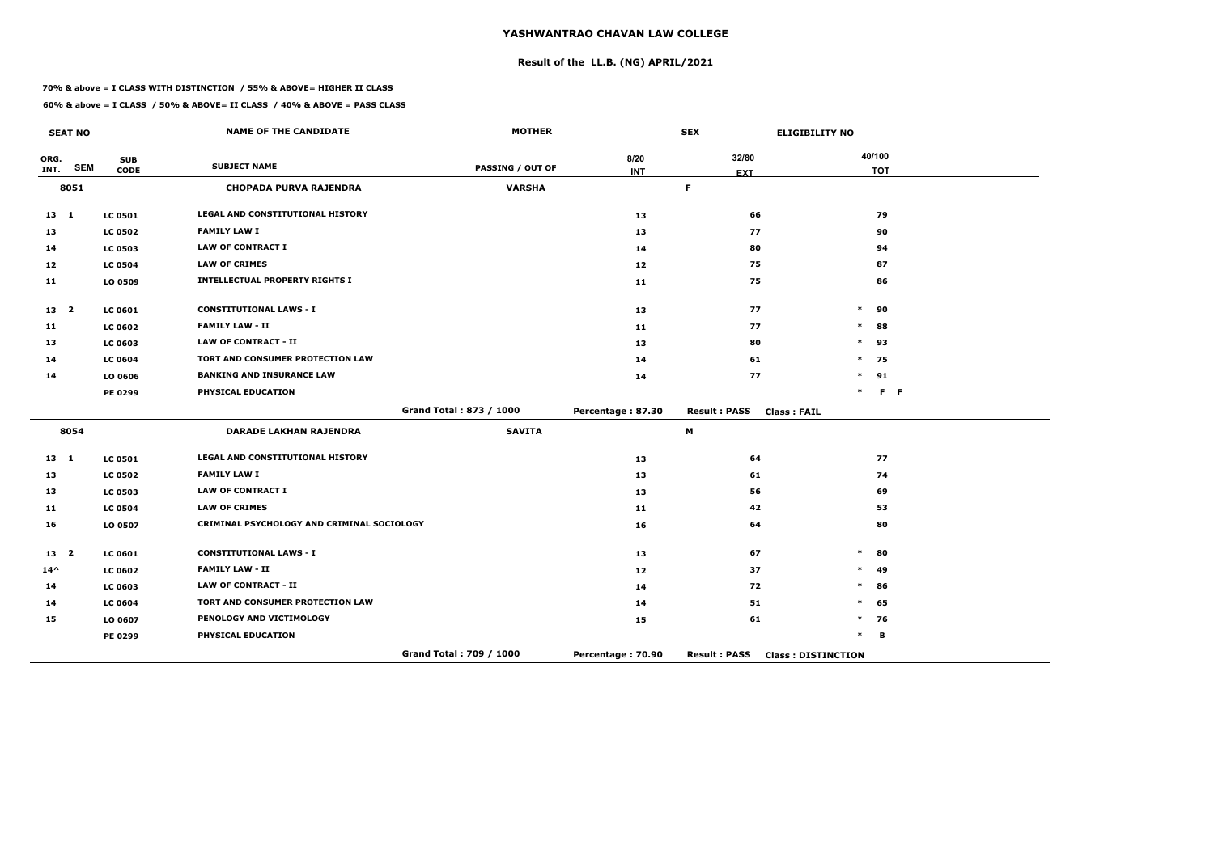# YASHWANTRAO CHAVAN LAW COLLEGE

## Result of the LL.B. (NG) APRIL/2021

**70% & above = I CLASS WITH DISTINCTION / 55% & ABOVE= HIGHER II CLASS**

**60% & above = I CLASS / 50% & ABOVE= II CLASS / 40% & ABOVE = PASS CLASS**

| SEAT NO | | | NAME OF THE CANDIDATE | MOTHER | | SEX | ELIGIBILITY NO | |
|---|---|---|---|---|---|---|---|---|
| ORG. INT. | SEM | SUB CODE | SUBJECT NAME | PASSING / OUT OF | 8/20 INT | 32/80 EXT | | 40/100 TOT |
| 8051 | | | CHOPADA PURVA RAJENDRA | VARSHA | | F | | |
| 13 | 1 | LC 0501 | LEGAL AND CONSTITUTIONAL HISTORY | | 13 | 66 | | 79 |
| 13 | | LC 0502 | FAMILY LAW I | | 13 | 77 | | 90 |
| 14 | | LC 0503 | LAW OF CONTRACT I | | 14 | 80 | | 94 |
| 12 | | LC 0504 | LAW OF CRIMES | | 12 | 75 | | 87 |
| 11 | | LO 0509 | INTELLECTUAL PROPERTY RIGHTS I | | 11 | 75 | | 86 |
| 13 | 2 | LC 0601 | CONSTITUTIONAL LAWS - I | | 13 | 77 | * | 90 |
| 11 | | LC 0602 | FAMILY LAW - II | | 11 | 77 | * | 88 |
| 13 | | LC 0603 | LAW OF CONTRACT - II | | 13 | 80 | * | 93 |
| 14 | | LC 0604 | TORT AND CONSUMER PROTECTION LAW | | 14 | 61 | * | 75 |
| 14 | | LO 0606 | BANKING AND INSURANCE LAW | | 14 | 77 | * | 91 |
| | | PE 0299 | PHYSICAL EDUCATION | | | | * | F F |
| | | | | Grand Total : 873 / 1000 | Percentage : 87.30 | Result : PASS | Class : FAIL | |
| 8054 | | | DARADE LAKHAN RAJENDRA | SAVITA | | M | | |
| 13 | 1 | LC 0501 | LEGAL AND CONSTITUTIONAL HISTORY | | 13 | 64 | | 77 |
| 13 | | LC 0502 | FAMILY LAW I | | 13 | 61 | | 74 |
| 13 | | LC 0503 | LAW OF CONTRACT I | | 13 | 56 | | 69 |
| 11 | | LC 0504 | LAW OF CRIMES | | 11 | 42 | | 53 |
| 16 | | LO 0507 | CRIMINAL PSYCHOLOGY AND CRIMINAL SOCIOLOGY | | 16 | 64 | | 80 |
| 13 | 2 | LC 0601 | CONSTITUTIONAL LAWS - I | | 13 | 67 | * | 80 |
| 14^ | | LC 0602 | FAMILY LAW - II | | 12 | 37 | * | 49 |
| 14 | | LC 0603 | LAW OF CONTRACT - II | | 14 | 72 | * | 86 |
| 14 | | LC 0604 | TORT AND CONSUMER PROTECTION LAW | | 14 | 51 | * | 65 |
| 15 | | LO 0607 | PENOLOGY AND VICTIMOLOGY | | 15 | 61 | * | 76 |
| | | PE 0299 | PHYSICAL EDUCATION | | | | * | B |
| | | | | Grand Total : 709 / 1000 | Percentage : 70.90 | Result : PASS | Class : DISTINCTION | |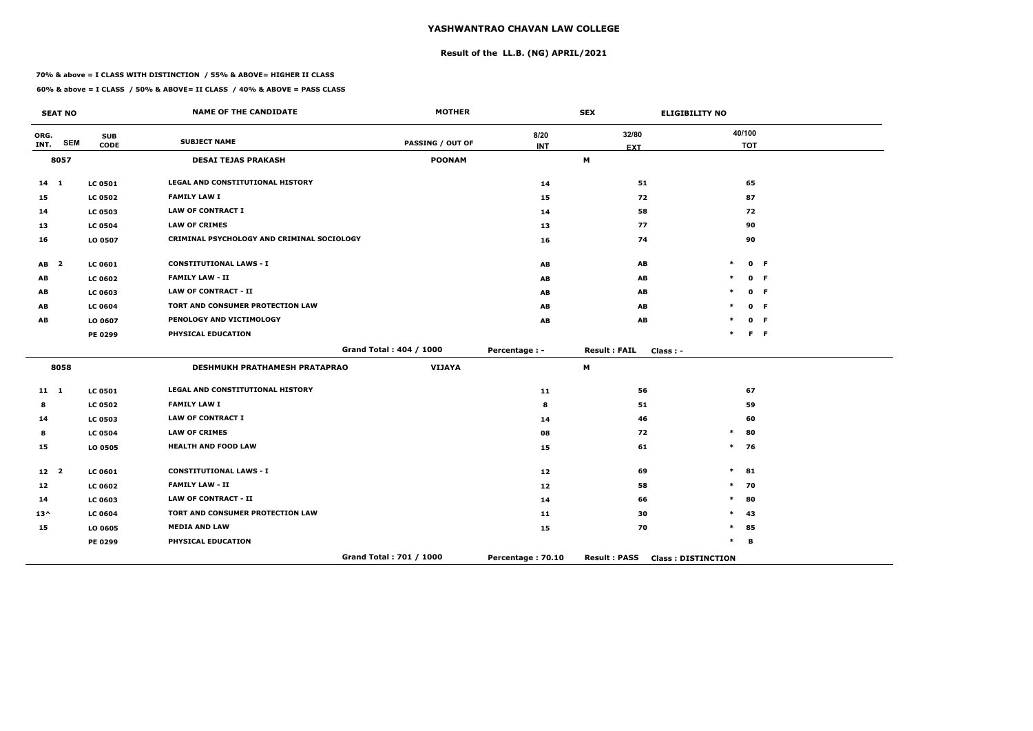# YASHWANTRAO CHAVAN LAW COLLEGE

## Result of the LL.B. (NG) APRIL/2021

**70% & above = I CLASS WITH DISTINCTION / 55% & ABOVE= HIGHER II CLASS**

**60% & above = I CLASS / 50% & ABOVE= II CLASS / 40% & ABOVE = PASS CLASS**

| SEAT NO | | | NAME OF THE CANDIDATE | MOTHER | | SEX | ELIGIBILITY NO |
|---|---|---|---|---|---|---|---|
| ORG. INT. | SEM | SUB CODE | SUBJECT NAME | PASSING / OUT OF | 8/20 INT | 32/80 EXT | 40/100 TOT |
| **8057** | | | **DESAI TEJAS PRAKASH** | **POONAM** | | **M** | |
| 14 | 1 | LC 0501 | LEGAL AND CONSTITUTIONAL HISTORY | | 14 | 51 | 65 |
| 15 | | LC 0502 | FAMILY LAW I | | 15 | 72 | 87 |
| 14 | | LC 0503 | LAW OF CONTRACT I | | 14 | 58 | 72 |
| 13 | | LC 0504 | LAW OF CRIMES | | 13 | 77 | 90 |
| 16 | | LO 0507 | CRIMINAL PSYCHOLOGY AND CRIMINAL SOCIOLOGY | | 16 | 74 | 90 |
| AB | 2 | LC 0601 | CONSTITUTIONAL LAWS - I | | AB | AB | * 0 F |
| AB | | LC 0602 | FAMILY LAW - II | | AB | AB | * 0 F |
| AB | | LC 0603 | LAW OF CONTRACT - II | | AB | AB | * 0 F |
| AB | | LC 0604 | TORT AND CONSUMER PROTECTION LAW | | AB | AB | * 0 F |
| AB | | LO 0607 | PENOLOGY AND VICTIMOLOGY | | AB | AB | * 0 F |
| | | PE 0299 | PHYSICAL EDUCATION | | | | * F F |
| | | | | Grand Total : 404 / 1000 | Percentage : - | Result : FAIL | Class : - |
| **8058** | | | **DESHMUKH PRATHAMESH PRATAPRAO** | **VIJAYA** | | **M** | |
| 11 | 1 | LC 0501 | LEGAL AND CONSTITUTIONAL HISTORY | | 11 | 56 | 67 |
| 8 | | LC 0502 | FAMILY LAW I | | 8 | 51 | 59 |
| 14 | | LC 0503 | LAW OF CONTRACT I | | 14 | 46 | 60 |
| 8 | | LC 0504 | LAW OF CRIMES | | 08 | 72 | * 80 |
| 15 | | LO 0505 | HEALTH AND FOOD LAW | | 15 | 61 | * 76 |
| 12 | 2 | LC 0601 | CONSTITUTIONAL LAWS - I | | 12 | 69 | * 81 |
| 12 | | LC 0602 | FAMILY LAW - II | | 12 | 58 | * 70 |
| 14 | | LC 0603 | LAW OF CONTRACT - II | | 14 | 66 | * 80 |
| 13^ | | LC 0604 | TORT AND CONSUMER PROTECTION LAW | | 11 | 30 | * 43 |
| 15 | | LO 0605 | MEDIA AND LAW | | 15 | 70 | * 85 |
| | | PE 0299 | PHYSICAL EDUCATION | | | | * B |
| | | | | Grand Total : 701 / 1000 | Percentage : 70.10 | Result : PASS | Class : DISTINCTION |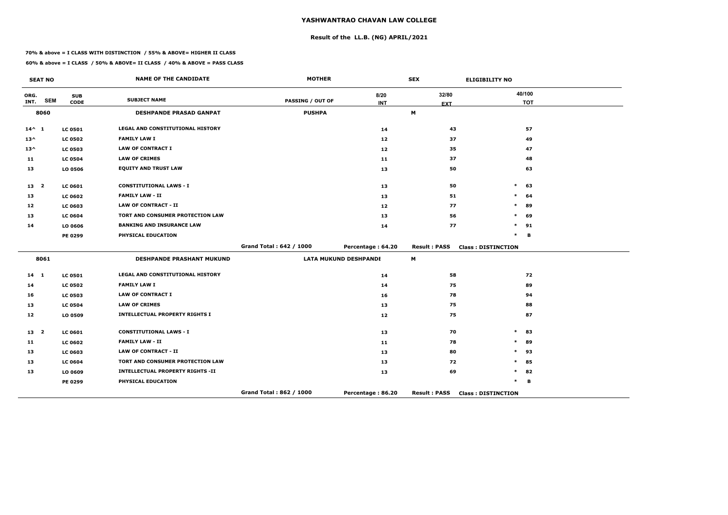# YASHWANTRAO CHAVAN LAW COLLEGE

## Result of the LL.B. (NG) APRIL/2021

**70% & above = I CLASS WITH DISTINCTION / 55% & ABOVE= HIGHER II CLASS**

**60% & above = I CLASS / 50% & ABOVE= II CLASS / 40% & ABOVE = PASS CLASS**

| SEAT NO | | | NAME OF THE CANDIDATE | MOTHER | | SEX | ELIGIBILITY NO |
|---|---|---|---|---|---|---|---|
| ORG. INT. | SEM | SUB CODE | SUBJECT NAME | PASSING / OUT OF | 8/20 INT | 32/80 EXT | 40/100 TOT |
| **8060** | | | **DESHPANDE PRASAD GANPAT** | **PUSHPA** | | **M** | |
| 14^ | 1 | LC 0501 | LEGAL AND CONSTITUTIONAL HISTORY | | 14 | 43 | 57 |
| 13^ | | LC 0502 | FAMILY LAW I | | 12 | 37 | 49 |
| 13^ | | LC 0503 | LAW OF CONTRACT I | | 12 | 35 | 47 |
| 11 | | LC 0504 | LAW OF CRIMES | | 11 | 37 | 48 |
| 13 | | LO 0506 | EQUITY AND TRUST LAW | | 13 | 50 | 63 |
| 13 | 2 | LC 0601 | CONSTITUTIONAL LAWS - I | | 13 | 50 | * 63 |
| 13 | | LC 0602 | FAMILY LAW - II | | 13 | 51 | * 64 |
| 12 | | LC 0603 | LAW OF CONTRACT - II | | 12 | 77 | * 89 |
| 13 | | LC 0604 | TORT AND CONSUMER PROTECTION LAW | | 13 | 56 | * 69 |
| 14 | | LO 0606 | BANKING AND INSURANCE LAW | | 14 | 77 | * 91 |
| | | PE 0299 | PHYSICAL EDUCATION | | | | * B |
| | | | | Grand Total : 642 / 1000 | Percentage : 64.20 | Result : PASS | Class : DISTINCTION |
| **8061** | | | **DESHPANDE PRASHANT MUKUND** | **LATA MUKUND DESHPANDE** | | **M** | |
| 14 | 1 | LC 0501 | LEGAL AND CONSTITUTIONAL HISTORY | | 14 | 58 | 72 |
| 14 | | LC 0502 | FAMILY LAW I | | 14 | 75 | 89 |
| 16 | | LC 0503 | LAW OF CONTRACT I | | 16 | 78 | 94 |
| 13 | | LC 0504 | LAW OF CRIMES | | 13 | 75 | 88 |
| 12 | | LO 0509 | INTELLECTUAL PROPERTY RIGHTS I | | 12 | 75 | 87 |
| 13 | 2 | LC 0601 | CONSTITUTIONAL LAWS - I | | 13 | 70 | * 83 |
| 11 | | LC 0602 | FAMILY LAW - II | | 11 | 78 | * 89 |
| 13 | | LC 0603 | LAW OF CONTRACT - II | | 13 | 80 | * 93 |
| 13 | | LC 0604 | TORT AND CONSUMER PROTECTION LAW | | 13 | 72 | * 85 |
| 13 | | LO 0609 | INTELLECTUAL PROPERTY RIGHTS -II | | 13 | 69 | * 82 |
| | | PE 0299 | PHYSICAL EDUCATION | | | | * B |
| | | | | Grand Total : 862 / 1000 | Percentage : 86.20 | Result : PASS | Class : DISTINCTION |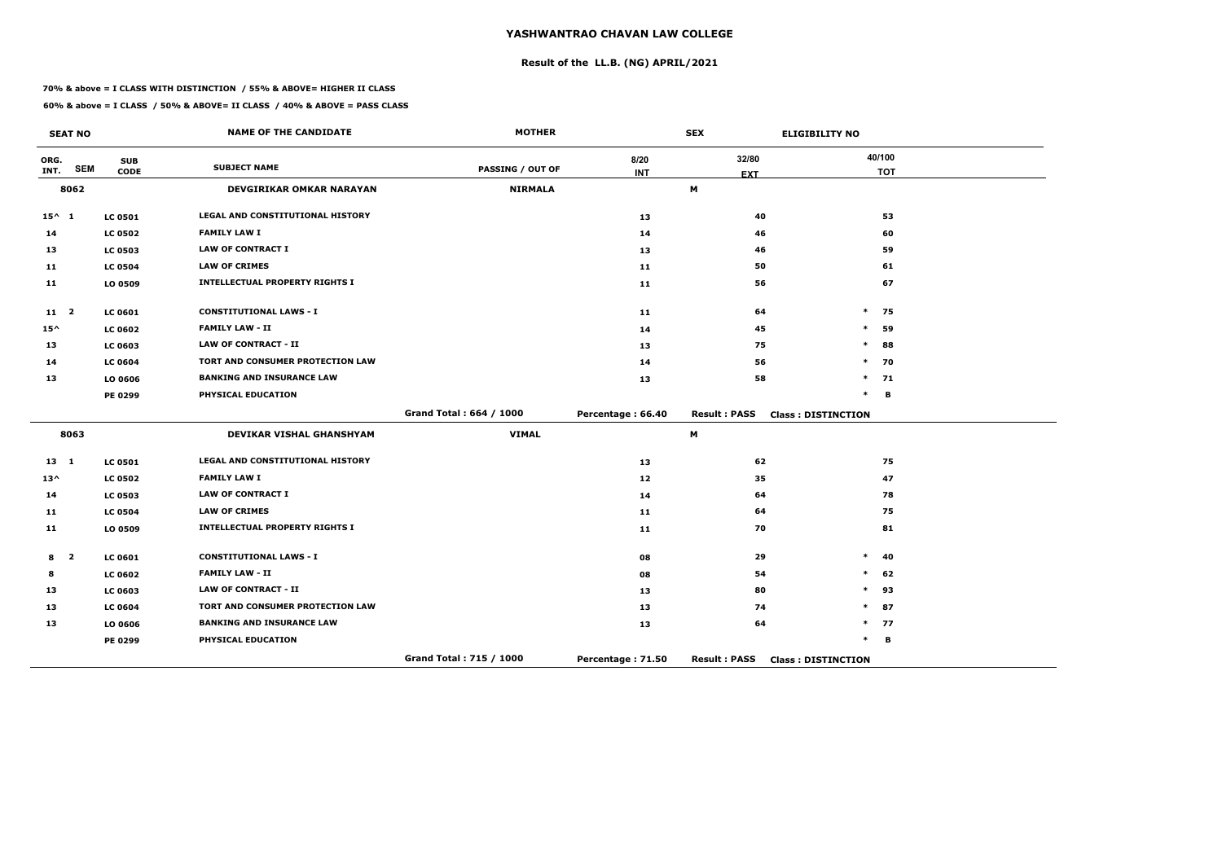# YASHWANTRAO CHAVAN LAW COLLEGE

## Result of the LL.B. (NG) APRIL/2021

**70% & above = I CLASS WITH DISTINCTION / 55% & ABOVE= HIGHER II CLASS**

**60% & above = I CLASS / 50% & ABOVE= II CLASS / 40% & ABOVE = PASS CLASS**

| SEAT NO | | NAME OF THE CANDIDATE | MOTHER | | SEX | ELIGIBILITY NO |
|---|---|---|---|---|---|---|
| ORG. INT. SEM | SUB CODE | SUBJECT NAME | PASSING / OUT OF | 8/20 INT | 32/80 EXT | 40/100 TOT |
| **8062** | | **DEVGIRIKAR OMKAR NARAYAN** | **NIRMALA** | | **M** | |
| 15^ 1 | LC 0501 | LEGAL AND CONSTITUTIONAL HISTORY | | 13 | 40 | 53 |
| 14 | LC 0502 | FAMILY LAW I | | 14 | 46 | 60 |
| 13 | LC 0503 | LAW OF CONTRACT I | | 13 | 46 | 59 |
| 11 | LC 0504 | LAW OF CRIMES | | 11 | 50 | 61 |
| 11 | LO 0509 | INTELLECTUAL PROPERTY RIGHTS I | | 11 | 56 | 67 |
| 11 2 | LC 0601 | CONSTITUTIONAL LAWS - I | | 11 | 64 | * 75 |
| 15^ | LC 0602 | FAMILY LAW - II | | 14 | 45 | * 59 |
| 13 | LC 0603 | LAW OF CONTRACT - II | | 13 | 75 | * 88 |
| 14 | LC 0604 | TORT AND CONSUMER PROTECTION LAW | | 14 | 56 | * 70 |
| 13 | LO 0606 | BANKING AND INSURANCE LAW | | 13 | 58 | * 71 |
| | PE 0299 | PHYSICAL EDUCATION | | | | * B |
| | | | Grand Total : 664 / 1000 | Percentage : 66.40 | Result : PASS | Class : DISTINCTION |
| **8063** | | **DEVIKAR VISHAL GHANSHYAM** | **VIMAL** | | **M** | |
| 13 1 | LC 0501 | LEGAL AND CONSTITUTIONAL HISTORY | | 13 | 62 | 75 |
| 13^ | LC 0502 | FAMILY LAW I | | 12 | 35 | 47 |
| 14 | LC 0503 | LAW OF CONTRACT I | | 14 | 64 | 78 |
| 11 | LC 0504 | LAW OF CRIMES | | 11 | 64 | 75 |
| 11 | LO 0509 | INTELLECTUAL PROPERTY RIGHTS I | | 11 | 70 | 81 |
| 8 2 | LC 0601 | CONSTITUTIONAL LAWS - I | | 08 | 29 | * 40 |
| 8 | LC 0602 | FAMILY LAW - II | | 08 | 54 | * 62 |
| 13 | LC 0603 | LAW OF CONTRACT - II | | 13 | 80 | * 93 |
| 13 | LC 0604 | TORT AND CONSUMER PROTECTION LAW | | 13 | 74 | * 87 |
| 13 | LO 0606 | BANKING AND INSURANCE LAW | | 13 | 64 | * 77 |
| | PE 0299 | PHYSICAL EDUCATION | | | | * B |
| | | | Grand Total : 715 / 1000 | Percentage : 71.50 | Result : PASS | Class : DISTINCTION |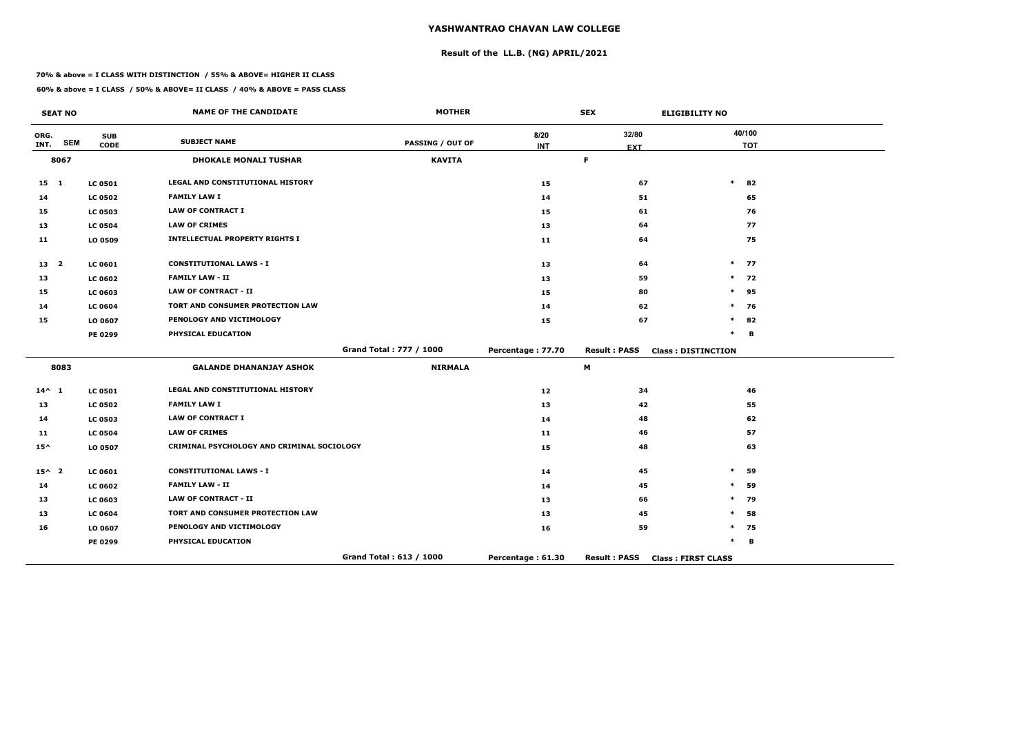# YASHWANTRAO CHAVAN LAW COLLEGE

## Result of the LL.B. (NG) APRIL/2021

**70% & above = I CLASS WITH DISTINCTION / 55% & ABOVE= HIGHER II CLASS**

**60% & above = I CLASS / 50% & ABOVE= II CLASS / 40% & ABOVE = PASS CLASS**

| SEAT NO | | | NAME OF THE CANDIDATE | MOTHER | | SEX | ELIGIBILITY NO |
|---|---|---|---|---|---|---|---|
| ORG. INT. | SEM | SUB CODE | SUBJECT NAME | PASSING / OUT OF | 8/20 INT | 32/80 EXT | 40/100 TOT |
| 8067 | | | DHOKALE MONALI TUSHAR | KAVITA | | F | |
| 15 | 1 | LC 0501 | LEGAL AND CONSTITUTIONAL HISTORY | | 15 | 67 | * 82 |
| 14 | | LC 0502 | FAMILY LAW I | | 14 | 51 | 65 |
| 15 | | LC 0503 | LAW OF CONTRACT I | | 15 | 61 | 76 |
| 13 | | LC 0504 | LAW OF CRIMES | | 13 | 64 | 77 |
| 11 | | LO 0509 | INTELLECTUAL PROPERTY RIGHTS I | | 11 | 64 | 75 |
| 13 | 2 | LC 0601 | CONSTITUTIONAL LAWS - I | | 13 | 64 | * 77 |
| 13 | | LC 0602 | FAMILY LAW - II | | 13 | 59 | * 72 |
| 15 | | LC 0603 | LAW OF CONTRACT - II | | 15 | 80 | * 95 |
| 14 | | LC 0604 | TORT AND CONSUMER PROTECTION LAW | | 14 | 62 | * 76 |
| 15 | | LO 0607 | PENOLOGY AND VICTIMOLOGY | | 15 | 67 | * 82 |
| | | PE 0299 | PHYSICAL EDUCATION | | | | * B |
| | | | | Grand Total : 777 / 1000 | Percentage : 77.70 | Result : PASS | Class : DISTINCTION |
| 8083 | | | GALANDE DHANANJAY ASHOK | NIRMALA | | M | |
| 14^ | 1 | LC 0501 | LEGAL AND CONSTITUTIONAL HISTORY | | 12 | 34 | 46 |
| 13 | | LC 0502 | FAMILY LAW I | | 13 | 42 | 55 |
| 14 | | LC 0503 | LAW OF CONTRACT I | | 14 | 48 | 62 |
| 11 | | LC 0504 | LAW OF CRIMES | | 11 | 46 | 57 |
| 15^ | | LO 0507 | CRIMINAL PSYCHOLOGY AND CRIMINAL SOCIOLOGY | | 15 | 48 | 63 |
| 15^ | 2 | LC 0601 | CONSTITUTIONAL LAWS - I | | 14 | 45 | * 59 |
| 14 | | LC 0602 | FAMILY LAW - II | | 14 | 45 | * 59 |
| 13 | | LC 0603 | LAW OF CONTRACT - II | | 13 | 66 | * 79 |
| 13 | | LC 0604 | TORT AND CONSUMER PROTECTION LAW | | 13 | 45 | * 58 |
| 16 | | LO 0607 | PENOLOGY AND VICTIMOLOGY | | 16 | 59 | * 75 |
| | | PE 0299 | PHYSICAL EDUCATION | | | | * B |
| | | | | Grand Total : 613 / 1000 | Percentage : 61.30 | Result : PASS | Class : FIRST CLASS |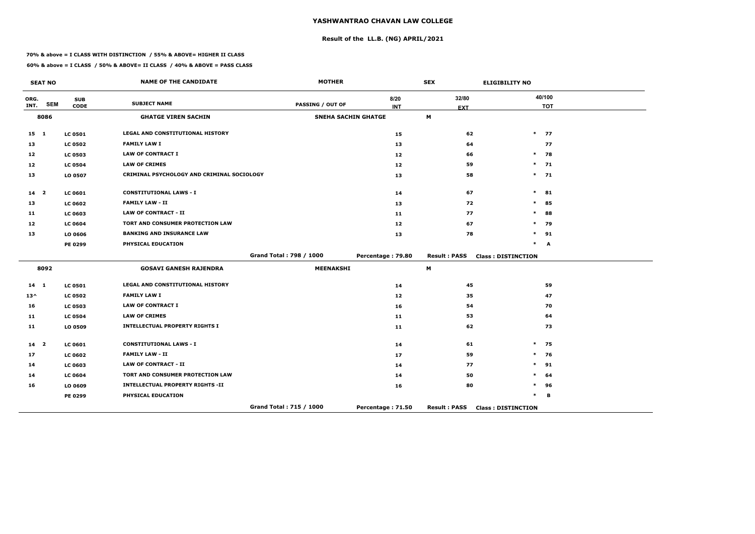# YASHWANTRAO CHAVAN LAW COLLEGE

## Result of the LL.B. (NG) APRIL/2021

**70% & above = I CLASS WITH DISTINCTION / 55% & ABOVE= HIGHER II CLASS**

**60% & above = I CLASS / 50% & ABOVE= II CLASS / 40% & ABOVE = PASS CLASS**

| SEAT NO | | | NAME OF THE CANDIDATE | MOTHER | | SEX | ELIGIBILITY NO |
|---|---|---|---|---|---|---|---|
| ORG. INT. | SEM | SUB CODE | SUBJECT NAME | PASSING / OUT OF | 8/20 INT | 32/80 EXT | 40/100 TOT |
| **8086** | | | **GHATGE VIREN SACHIN** | **SNEHA SACHIN GHATGE** | | **M** | |
| 15 | 1 | LC 0501 | LEGAL AND CONSTITUTIONAL HISTORY | | 15 | 62 | * 77 |
| 13 | | LC 0502 | FAMILY LAW I | | 13 | 64 | 77 |
| 12 | | LC 0503 | LAW OF CONTRACT I | | 12 | 66 | * 78 |
| 12 | | LC 0504 | LAW OF CRIMES | | 12 | 59 | * 71 |
| 13 | | LO 0507 | CRIMINAL PSYCHOLOGY AND CRIMINAL SOCIOLOGY | | 13 | 58 | * 71 |
| 14 | 2 | LC 0601 | CONSTITUTIONAL LAWS - I | | 14 | 67 | * 81 |
| 13 | | LC 0602 | FAMILY LAW - II | | 13 | 72 | * 85 |
| 11 | | LC 0603 | LAW OF CONTRACT - II | | 11 | 77 | * 88 |
| 12 | | LC 0604 | TORT AND CONSUMER PROTECTION LAW | | 12 | 67 | * 79 |
| 13 | | LO 0606 | BANKING AND INSURANCE LAW | | 13 | 78 | * 91 |
| | | PE 0299 | PHYSICAL EDUCATION | | | | * A |
| | | | | Grand Total : 798 / 1000 | Percentage : 79.80 | Result : PASS | Class : DISTINCTION |
| **8092** | | | **GOSAVI GANESH RAJENDRA** | **MEENAKSHI** | | **M** | |
| 14 | 1 | LC 0501 | LEGAL AND CONSTITUTIONAL HISTORY | | 14 | 45 | 59 |
| 13^ | | LC 0502 | FAMILY LAW I | | 12 | 35 | 47 |
| 16 | | LC 0503 | LAW OF CONTRACT I | | 16 | 54 | 70 |
| 11 | | LC 0504 | LAW OF CRIMES | | 11 | 53 | 64 |
| 11 | | LO 0509 | INTELLECTUAL PROPERTY RIGHTS I | | 11 | 62 | 73 |
| 14 | 2 | LC 0601 | CONSTITUTIONAL LAWS - I | | 14 | 61 | * 75 |
| 17 | | LC 0602 | FAMILY LAW - II | | 17 | 59 | * 76 |
| 14 | | LC 0603 | LAW OF CONTRACT - II | | 14 | 77 | * 91 |
| 14 | | LC 0604 | TORT AND CONSUMER PROTECTION LAW | | 14 | 50 | * 64 |
| 16 | | LO 0609 | INTELLECTUAL PROPERTY RIGHTS -II | | 16 | 80 | * 96 |
| | | PE 0299 | PHYSICAL EDUCATION | | | | * B |
| | | | | Grand Total : 715 / 1000 | Percentage : 71.50 | Result : PASS | Class : DISTINCTION |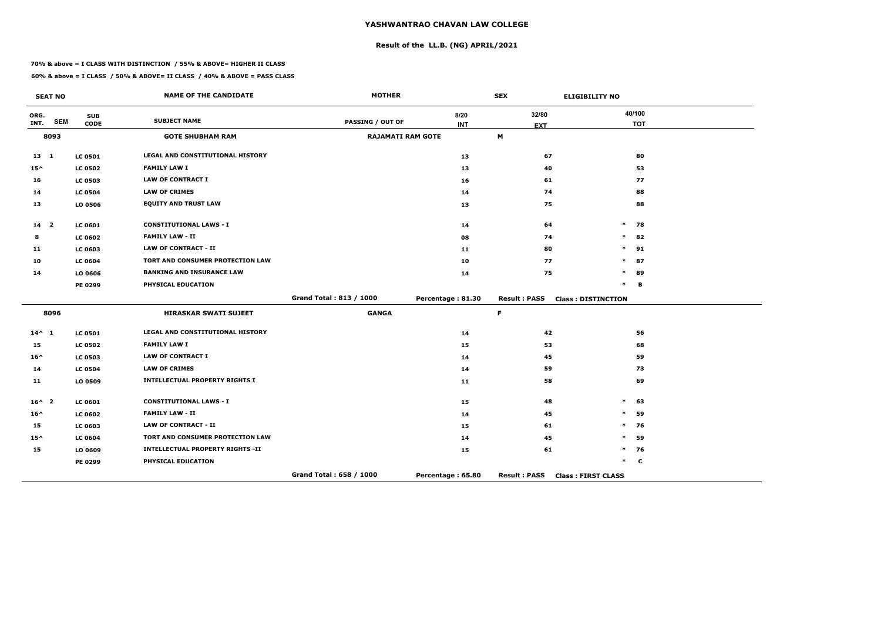# YASHWANTRAO CHAVAN LAW COLLEGE

## Result of the LL.B. (NG) APRIL/2021

**70% & above = I CLASS WITH DISTINCTION / 55% & ABOVE= HIGHER II CLASS**

**60% & above = I CLASS / 50% & ABOVE= II CLASS / 40% & ABOVE = PASS CLASS**

| SEAT NO | | | NAME OF THE CANDIDATE | MOTHER | | SEX | ELIGIBILITY NO |
|---|---|---|---|---|---|---|---|
| ORG. INT. | SEM | SUB CODE | SUBJECT NAME | PASSING / OUT OF | 8/20 INT | 32/80 EXT | 40/100 TOT |
| **8093** | | | **GOTE SHUBHAM RAM** | **RAJAMATI RAM GOTE** | | **M** | |
| 13 | 1 | LC 0501 | LEGAL AND CONSTITUTIONAL HISTORY | | 13 | 67 | 80 |
| 15^ | | LC 0502 | FAMILY LAW I | | 13 | 40 | 53 |
| 16 | | LC 0503 | LAW OF CONTRACT I | | 16 | 61 | 77 |
| 14 | | LC 0504 | LAW OF CRIMES | | 14 | 74 | 88 |
| 13 | | LO 0506 | EQUITY AND TRUST LAW | | 13 | 75 | 88 |
| 14 | 2 | LC 0601 | CONSTITUTIONAL LAWS - I | | 14 | 64 | * 78 |
| 8 | | LC 0602 | FAMILY LAW - II | | 08 | 74 | * 82 |
| 11 | | LC 0603 | LAW OF CONTRACT - II | | 11 | 80 | * 91 |
| 10 | | LC 0604 | TORT AND CONSUMER PROTECTION LAW | | 10 | 77 | * 87 |
| 14 | | LO 0606 | BANKING AND INSURANCE LAW | | 14 | 75 | * 89 |
| | | PE 0299 | PHYSICAL EDUCATION | | | | * B |
| | | | | Grand Total : 813 / 1000 | Percentage : 81.30 | Result : PASS | Class : DISTINCTION |
| **8096** | | | **HIRASKAR SWATI SUJEET** | **GANGA** | | **F** | |
| 14^ | 1 | LC 0501 | LEGAL AND CONSTITUTIONAL HISTORY | | 14 | 42 | 56 |
| 15 | | LC 0502 | FAMILY LAW I | | 15 | 53 | 68 |
| 16^ | | LC 0503 | LAW OF CONTRACT I | | 14 | 45 | 59 |
| 14 | | LC 0504 | LAW OF CRIMES | | 14 | 59 | 73 |
| 11 | | LO 0509 | INTELLECTUAL PROPERTY RIGHTS I | | 11 | 58 | 69 |
| 16^ | 2 | LC 0601 | CONSTITUTIONAL LAWS - I | | 15 | 48 | * 63 |
| 16^ | | LC 0602 | FAMILY LAW - II | | 14 | 45 | * 59 |
| 15 | | LC 0603 | LAW OF CONTRACT - II | | 15 | 61 | * 76 |
| 15^ | | LC 0604 | TORT AND CONSUMER PROTECTION LAW | | 14 | 45 | * 59 |
| 15 | | LO 0609 | INTELLECTUAL PROPERTY RIGHTS -II | | 15 | 61 | * 76 |
| | | PE 0299 | PHYSICAL EDUCATION | | | | * C |
| | | | | Grand Total : 658 / 1000 | Percentage : 65.80 | Result : PASS | Class : FIRST CLASS |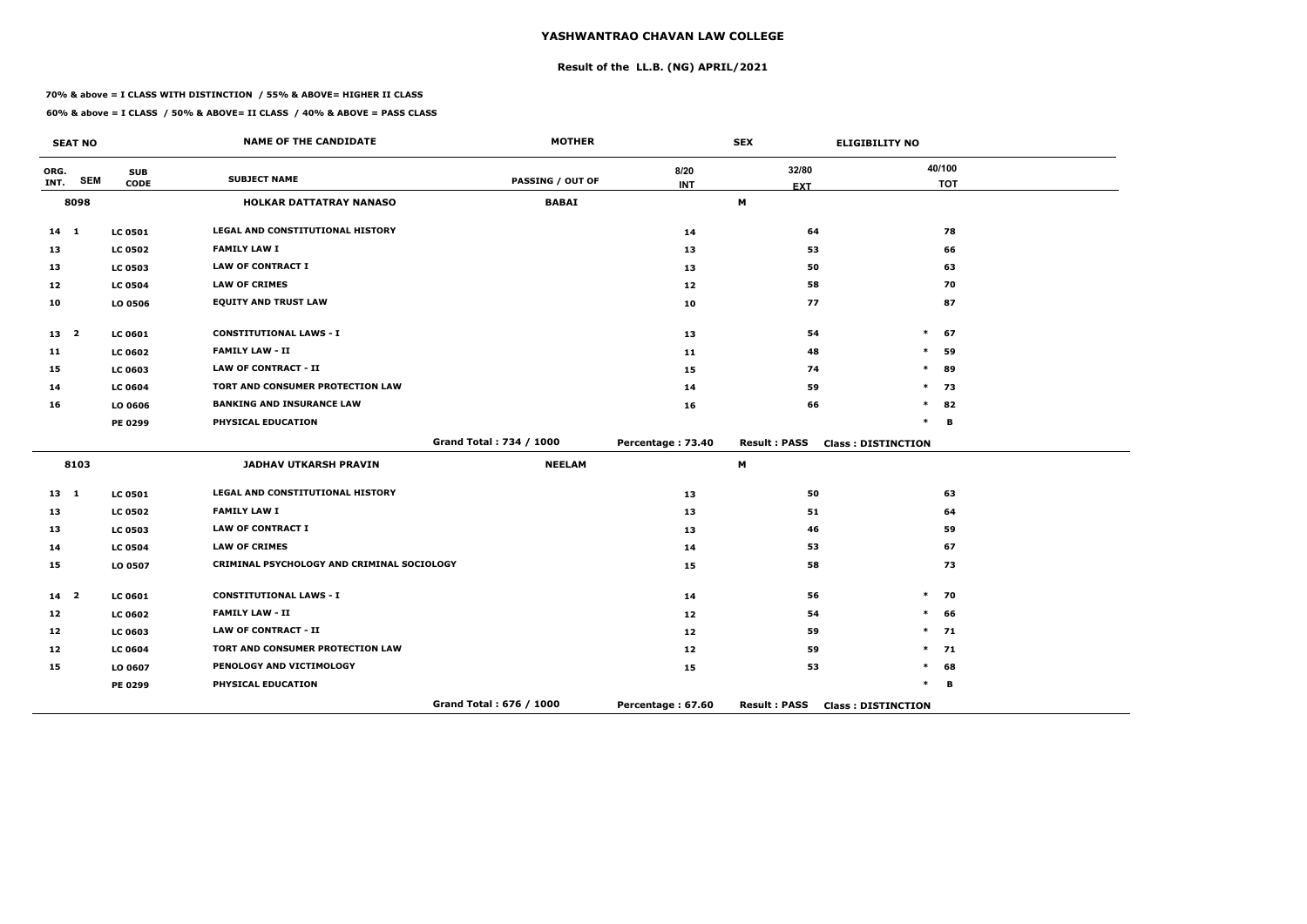# YASHWANTRAO CHAVAN LAW COLLEGE

## Result of the LL.B. (NG) APRIL/2021

**70% & above = I CLASS WITH DISTINCTION / 55% & ABOVE= HIGHER II CLASS**

**60% & above = I CLASS / 50% & ABOVE= II CLASS / 40% & ABOVE = PASS CLASS**

| SEAT NO | | | NAME OF THE CANDIDATE | MOTHER | | SEX | ELIGIBILITY NO |
|---|---|---|---|---|---|---|---|
| ORG. INT. | SEM | SUB CODE | SUBJECT NAME | PASSING / OUT OF | 8/20 INT | 32/80 EXT | 40/100 TOT |
| 8098 | | | HOLKAR DATTATRAY NANASO | BABAI | | M | |
| 14 | 1 | LC 0501 | LEGAL AND CONSTITUTIONAL HISTORY | | 14 | 64 | 78 |
| 13 | | LC 0502 | FAMILY LAW I | | 13 | 53 | 66 |
| 13 | | LC 0503 | LAW OF CONTRACT I | | 13 | 50 | 63 |
| 12 | | LC 0504 | LAW OF CRIMES | | 12 | 58 | 70 |
| 10 | | LO 0506 | EQUITY AND TRUST LAW | | 10 | 77 | 87 |
| 13 | 2 | LC 0601 | CONSTITUTIONAL LAWS - I | | 13 | 54 | * 67 |
| 11 | | LC 0602 | FAMILY LAW - II | | 11 | 48 | * 59 |
| 15 | | LC 0603 | LAW OF CONTRACT - II | | 15 | 74 | * 89 |
| 14 | | LC 0604 | TORT AND CONSUMER PROTECTION LAW | | 14 | 59 | * 73 |
| 16 | | LO 0606 | BANKING AND INSURANCE LAW | | 16 | 66 | * 82 |
| | | PE 0299 | PHYSICAL EDUCATION | | | | * B |
| | | | | Grand Total : 734 / 1000 | Percentage : 73.40 | Result : PASS | Class : DISTINCTION |
| 8103 | | | JADHAV UTKARSH PRAVIN | NEELAM | | M | |
| 13 | 1 | LC 0501 | LEGAL AND CONSTITUTIONAL HISTORY | | 13 | 50 | 63 |
| 13 | | LC 0502 | FAMILY LAW I | | 13 | 51 | 64 |
| 13 | | LC 0503 | LAW OF CONTRACT I | | 13 | 46 | 59 |
| 14 | | LC 0504 | LAW OF CRIMES | | 14 | 53 | 67 |
| 15 | | LO 0507 | CRIMINAL PSYCHOLOGY AND CRIMINAL SOCIOLOGY | | 15 | 58 | 73 |
| 14 | 2 | LC 0601 | CONSTITUTIONAL LAWS - I | | 14 | 56 | * 70 |
| 12 | | LC 0602 | FAMILY LAW - II | | 12 | 54 | * 66 |
| 12 | | LC 0603 | LAW OF CONTRACT - II | | 12 | 59 | * 71 |
| 12 | | LC 0604 | TORT AND CONSUMER PROTECTION LAW | | 12 | 59 | * 71 |
| 15 | | LO 0607 | PENOLOGY AND VICTIMOLOGY | | 15 | 53 | * 68 |
| | | PE 0299 | PHYSICAL EDUCATION | | | | * B |
| | | | | Grand Total : 676 / 1000 | Percentage : 67.60 | Result : PASS | Class : DISTINCTION |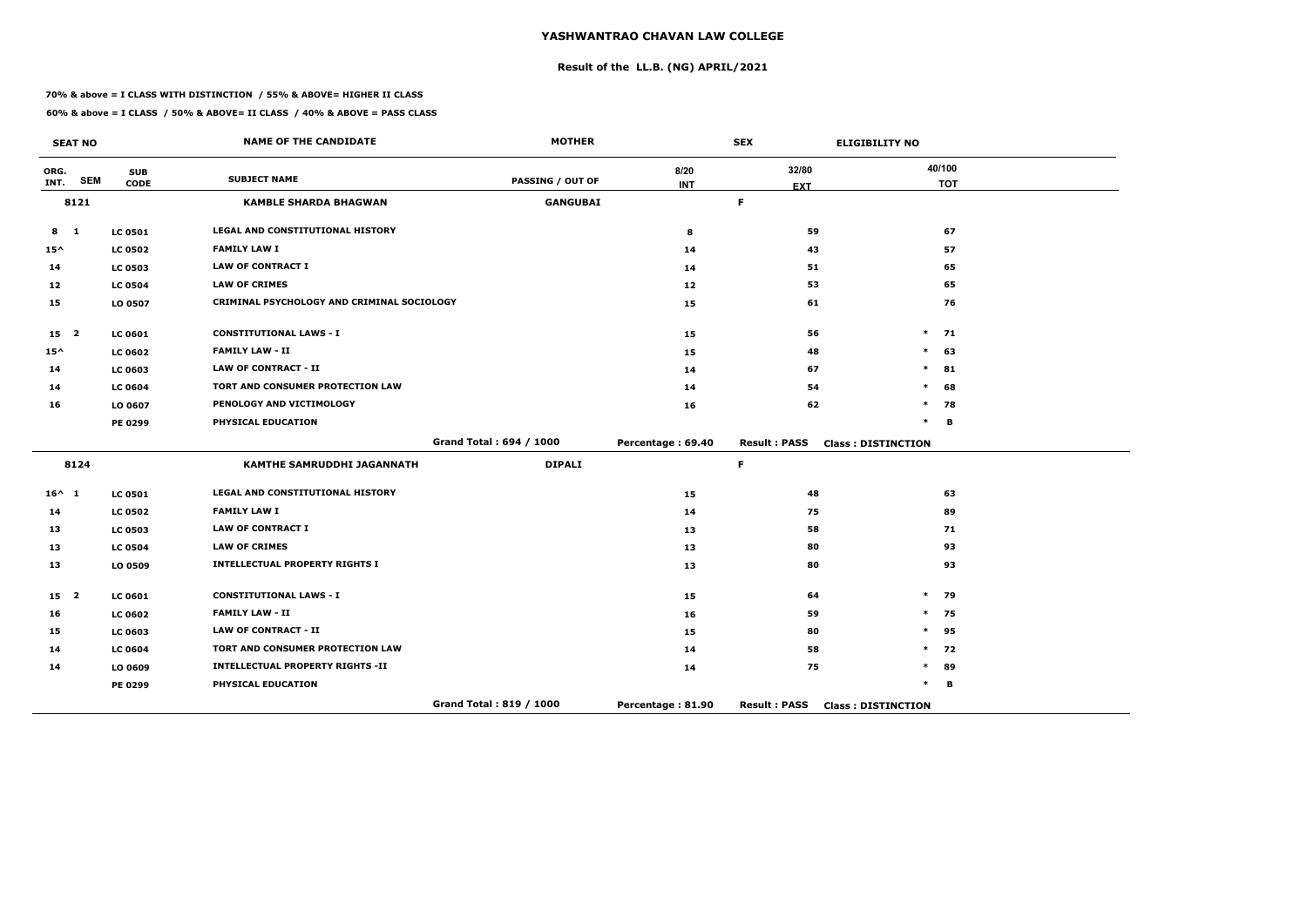# YASHWANTRAO CHAVAN LAW COLLEGE

## Result of the LL.B. (NG) APRIL/2021

**70% & above = I CLASS WITH DISTINCTION / 55% & ABOVE= HIGHER II CLASS**

**60% & above = I CLASS / 50% & ABOVE= II CLASS / 40% & ABOVE = PASS CLASS**

| SEAT NO | | | NAME OF THE CANDIDATE | MOTHER | | SEX | ELIGIBILITY NO |
|---|---|---|---|---|---|---|---|
| ORG. INT. | SEM | SUB CODE | SUBJECT NAME | PASSING / OUT OF | 8/20 INT | 32/80 EXT | 40/100 TOT |
| 8121 | | | **KAMBLE SHARDA BHAGWAN** | **GANGUBAI** | | F | |
| 8 | 1 | LC 0501 | LEGAL AND CONSTITUTIONAL HISTORY | | 8 | 59 | 67 |
| 15^ | | LC 0502 | FAMILY LAW I | | 14 | 43 | 57 |
| 14 | | LC 0503 | LAW OF CONTRACT I | | 14 | 51 | 65 |
| 12 | | LC 0504 | LAW OF CRIMES | | 12 | 53 | 65 |
| 15 | | LO 0507 | CRIMINAL PSYCHOLOGY AND CRIMINAL SOCIOLOGY | | 15 | 61 | 76 |
| 15 | 2 | LC 0601 | CONSTITUTIONAL LAWS - I | | 15 | 56 | * 71 |
| 15^ | | LC 0602 | FAMILY LAW - II | | 15 | 48 | * 63 |
| 14 | | LC 0603 | LAW OF CONTRACT - II | | 14 | 67 | * 81 |
| 14 | | LC 0604 | TORT AND CONSUMER PROTECTION LAW | | 14 | 54 | * 68 |
| 16 | | LO 0607 | PENOLOGY AND VICTIMOLOGY | | 16 | 62 | * 78 |
| | | PE 0299 | PHYSICAL EDUCATION | | | | * B |
| | | | | Grand Total : 694 / 1000 | Percentage : 69.40 | Result : PASS | Class : DISTINCTION |
| 8124 | | | **KAMTHE SAMRUDDHI JAGANNATH** | **DIPALI** | | F | |
| 16^ | 1 | LC 0501 | LEGAL AND CONSTITUTIONAL HISTORY | | 15 | 48 | 63 |
| 14 | | LC 0502 | FAMILY LAW I | | 14 | 75 | 89 |
| 13 | | LC 0503 | LAW OF CONTRACT I | | 13 | 58 | 71 |
| 13 | | LC 0504 | LAW OF CRIMES | | 13 | 80 | 93 |
| 13 | | LO 0509 | INTELLECTUAL PROPERTY RIGHTS I | | 13 | 80 | 93 |
| 15 | 2 | LC 0601 | CONSTITUTIONAL LAWS - I | | 15 | 64 | * 79 |
| 16 | | LC 0602 | FAMILY LAW - II | | 16 | 59 | * 75 |
| 15 | | LC 0603 | LAW OF CONTRACT - II | | 15 | 80 | * 95 |
| 14 | | LC 0604 | TORT AND CONSUMER PROTECTION LAW | | 14 | 58 | * 72 |
| 14 | | LO 0609 | INTELLECTUAL PROPERTY RIGHTS -II | | 14 | 75 | * 89 |
| | | PE 0299 | PHYSICAL EDUCATION | | | | * B |
| | | | | Grand Total : 819 / 1000 | Percentage : 81.90 | Result : PASS | Class : DISTINCTION |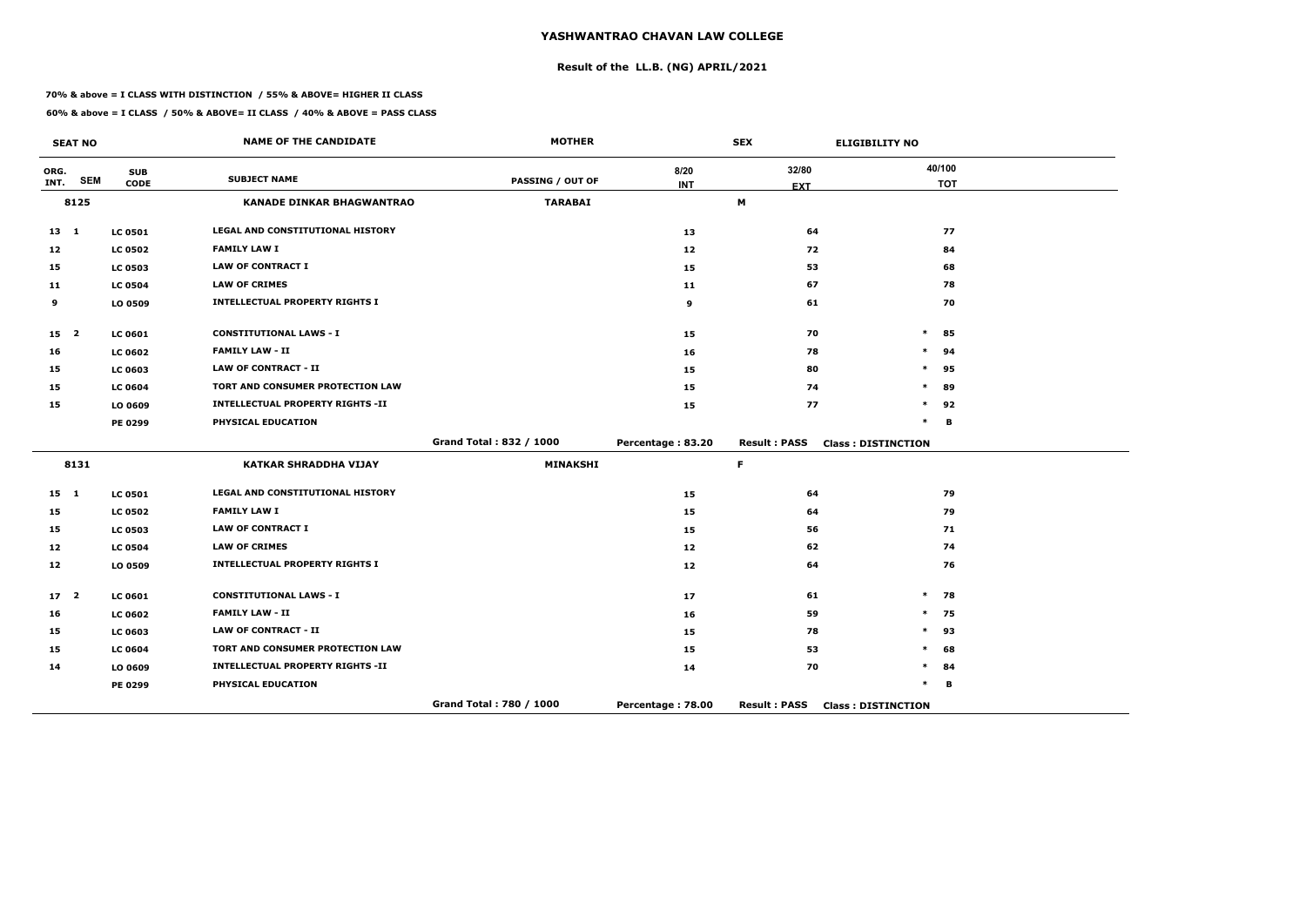# YASHWANTRAO CHAVAN LAW COLLEGE

## Result of the LL.B. (NG) APRIL/2021

**70% & above = I CLASS WITH DISTINCTION / 55% & ABOVE= HIGHER II CLASS**

**60% & above = I CLASS / 50% & ABOVE= II CLASS / 40% & ABOVE = PASS CLASS**

| SEAT NO | | | NAME OF THE CANDIDATE | MOTHER | | SEX | ELIGIBILITY NO |
|---|---|---|---|---|---|---|---|
| ORG. INT. | SEM | SUB CODE | SUBJECT NAME | PASSING / OUT OF | 8/20 INT | 32/80 EXT | 40/100 TOT |
| 8125 | | | KANADE DINKAR BHAGWANTRAO | TARABAI | | M | |
| 13 | 1 | LC 0501 | LEGAL AND CONSTITUTIONAL HISTORY | | 13 | 64 | 77 |
| 12 | | LC 0502 | FAMILY LAW I | | 12 | 72 | 84 |
| 15 | | LC 0503 | LAW OF CONTRACT I | | 15 | 53 | 68 |
| 11 | | LC 0504 | LAW OF CRIMES | | 11 | 67 | 78 |
| 9 | | LO 0509 | INTELLECTUAL PROPERTY RIGHTS I | | 9 | 61 | 70 |
| 15 | 2 | LC 0601 | CONSTITUTIONAL LAWS - I | | 15 | 70 | * 85 |
| 16 | | LC 0602 | FAMILY LAW - II | | 16 | 78 | * 94 |
| 15 | | LC 0603 | LAW OF CONTRACT - II | | 15 | 80 | * 95 |
| 15 | | LC 0604 | TORT AND CONSUMER PROTECTION LAW | | 15 | 74 | * 89 |
| 15 | | LO 0609 | INTELLECTUAL PROPERTY RIGHTS -II | | 15 | 77 | * 92 |
| | | PE 0299 | PHYSICAL EDUCATION | | | | * B |
| | | | | Grand Total : 832 / 1000 | Percentage : 83.20 | Result : PASS | Class : DISTINCTION |
| 8131 | | | KATKAR SHRADDHA VIJAY | MINAKSHI | | F | |
| 15 | 1 | LC 0501 | LEGAL AND CONSTITUTIONAL HISTORY | | 15 | 64 | 79 |
| 15 | | LC 0502 | FAMILY LAW I | | 15 | 64 | 79 |
| 15 | | LC 0503 | LAW OF CONTRACT I | | 15 | 56 | 71 |
| 12 | | LC 0504 | LAW OF CRIMES | | 12 | 62 | 74 |
| 12 | | LO 0509 | INTELLECTUAL PROPERTY RIGHTS I | | 12 | 64 | 76 |
| 17 | 2 | LC 0601 | CONSTITUTIONAL LAWS - I | | 17 | 61 | * 78 |
| 16 | | LC 0602 | FAMILY LAW - II | | 16 | 59 | * 75 |
| 15 | | LC 0603 | LAW OF CONTRACT - II | | 15 | 78 | * 93 |
| 15 | | LC 0604 | TORT AND CONSUMER PROTECTION LAW | | 15 | 53 | * 68 |
| 14 | | LO 0609 | INTELLECTUAL PROPERTY RIGHTS -II | | 14 | 70 | * 84 |
| | | PE 0299 | PHYSICAL EDUCATION | | | | * B |
| | | | | Grand Total : 780 / 1000 | Percentage : 78.00 | Result : PASS | Class : DISTINCTION |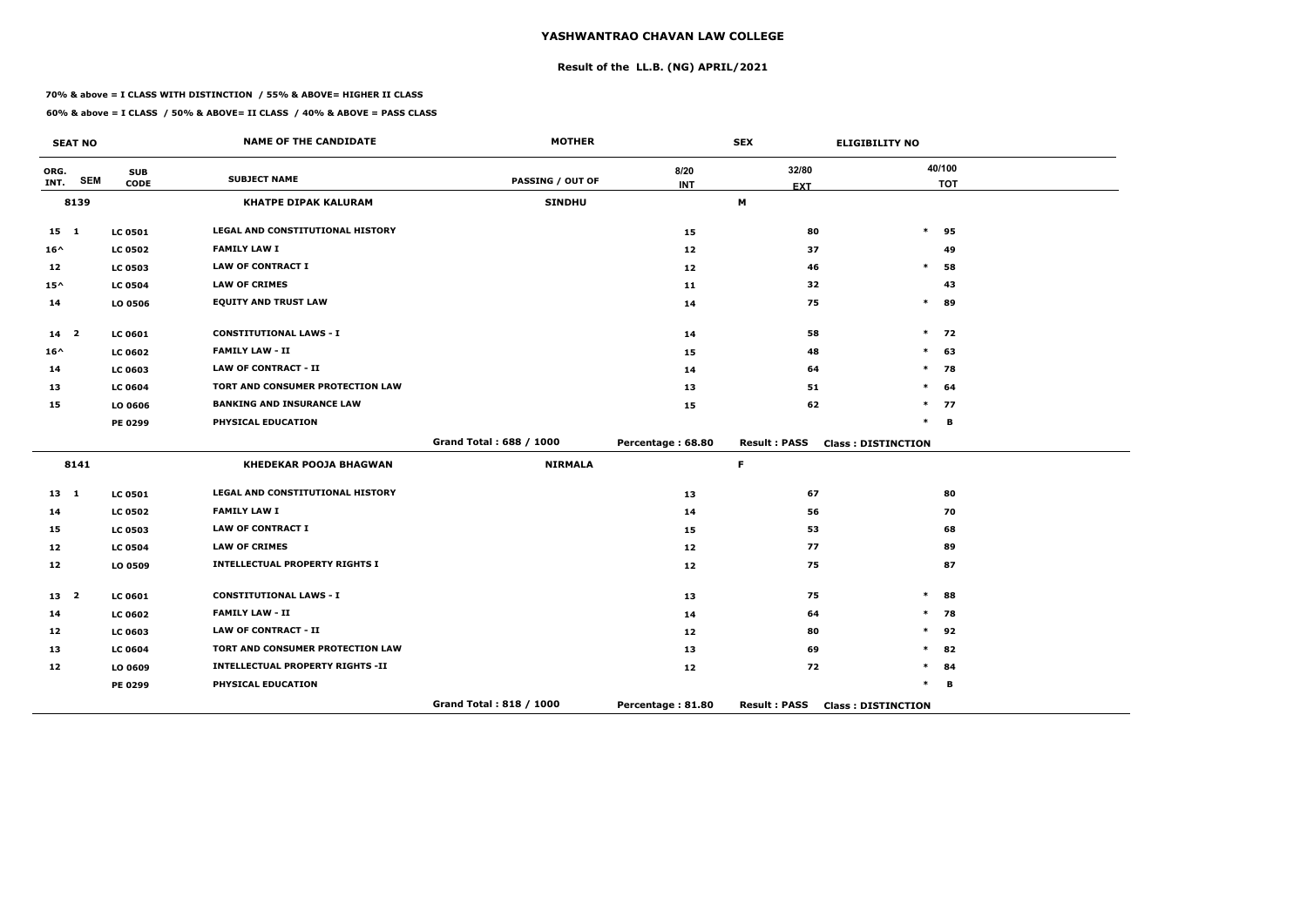# YASHWANTRAO CHAVAN LAW COLLEGE

## Result of the LL.B. (NG) APRIL/2021

**70% & above = I CLASS WITH DISTINCTION / 55% & ABOVE= HIGHER II CLASS**

**60% & above = I CLASS / 50% & ABOVE= II CLASS / 40% & ABOVE = PASS CLASS**

| SEAT NO | | | NAME OF THE CANDIDATE | MOTHER | | SEX | ELIGIBILITY NO |
|---|---|---|---|---|---|---|---|
| ORG. INT. | SEM | SUB CODE | SUBJECT NAME | PASSING / OUT OF | 8/20 INT | 32/80 EXT | 40/100 TOT |
| 8139 | | | KHATPE DIPAK KALURAM | SINDHU | | M | |
| 15 | 1 | LC 0501 | LEGAL AND CONSTITUTIONAL HISTORY | | 15 | 80 | * 95 |
| 16^ | | LC 0502 | FAMILY LAW I | | 12 | 37 | 49 |
| 12 | | LC 0503 | LAW OF CONTRACT I | | 12 | 46 | * 58 |
| 15^ | | LC 0504 | LAW OF CRIMES | | 11 | 32 | 43 |
| 14 | | LO 0506 | EQUITY AND TRUST LAW | | 14 | 75 | * 89 |
| 14 | 2 | LC 0601 | CONSTITUTIONAL LAWS - I | | 14 | 58 | * 72 |
| 16^ | | LC 0602 | FAMILY LAW - II | | 15 | 48 | * 63 |
| 14 | | LC 0603 | LAW OF CONTRACT - II | | 14 | 64 | * 78 |
| 13 | | LC 0604 | TORT AND CONSUMER PROTECTION LAW | | 13 | 51 | * 64 |
| 15 | | LO 0606 | BANKING AND INSURANCE LAW | | 15 | 62 | * 77 |
| | | PE 0299 | PHYSICAL EDUCATION | | | | * B |
| | | | | Grand Total : 688 / 1000 | Percentage : 68.80 | Result : PASS | Class : DISTINCTION |
| 8141 | | | KHEDEKAR POOJA BHAGWAN | NIRMALA | | F | |
| 13 | 1 | LC 0501 | LEGAL AND CONSTITUTIONAL HISTORY | | 13 | 67 | 80 |
| 14 | | LC 0502 | FAMILY LAW I | | 14 | 56 | 70 |
| 15 | | LC 0503 | LAW OF CONTRACT I | | 15 | 53 | 68 |
| 12 | | LC 0504 | LAW OF CRIMES | | 12 | 77 | 89 |
| 12 | | LO 0509 | INTELLECTUAL PROPERTY RIGHTS I | | 12 | 75 | 87 |
| 13 | 2 | LC 0601 | CONSTITUTIONAL LAWS - I | | 13 | 75 | * 88 |
| 14 | | LC 0602 | FAMILY LAW - II | | 14 | 64 | * 78 |
| 12 | | LC 0603 | LAW OF CONTRACT - II | | 12 | 80 | * 92 |
| 13 | | LC 0604 | TORT AND CONSUMER PROTECTION LAW | | 13 | 69 | * 82 |
| 12 | | LO 0609 | INTELLECTUAL PROPERTY RIGHTS -II | | 12 | 72 | * 84 |
| | | PE 0299 | PHYSICAL EDUCATION | | | | * B |
| | | | | Grand Total : 818 / 1000 | Percentage : 81.80 | Result : PASS | Class : DISTINCTION |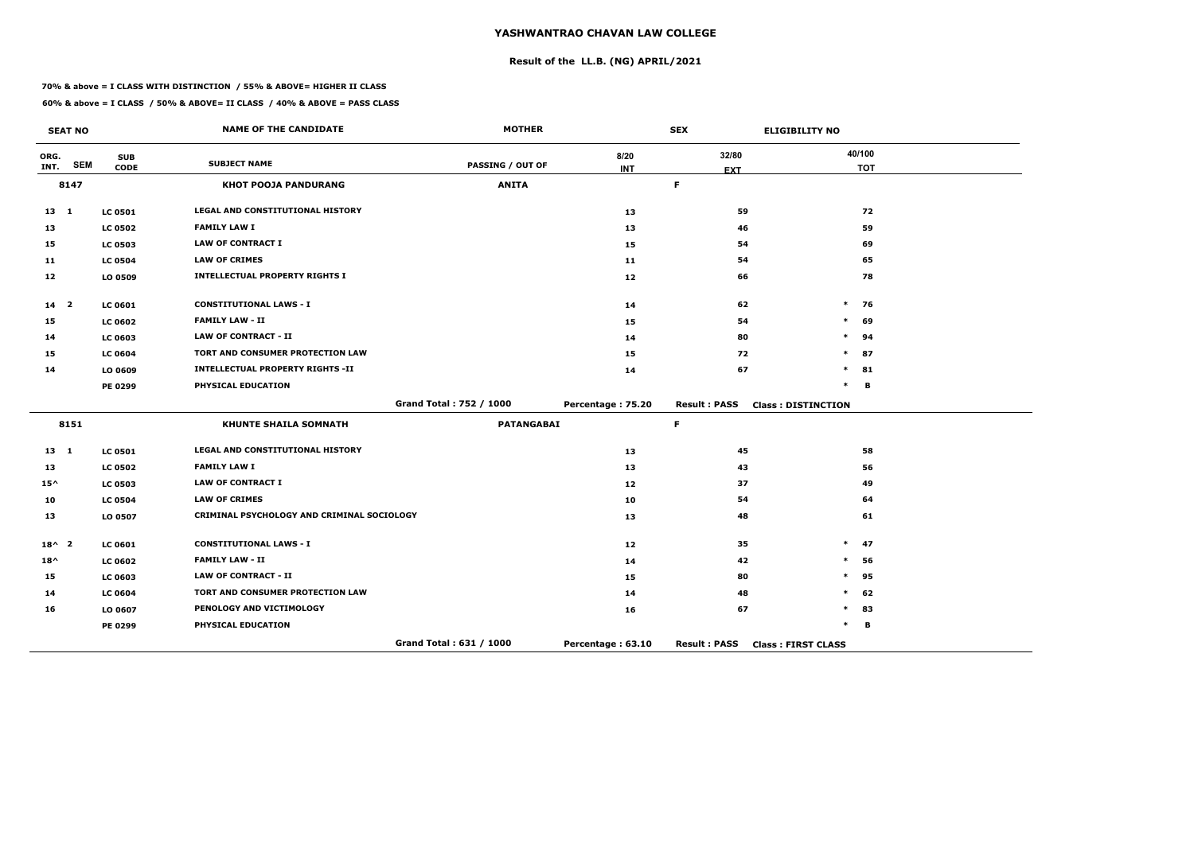# YASHWANTRAO CHAVAN LAW COLLEGE

## Result of the LL.B. (NG) APRIL/2021

**70% & above = I CLASS WITH DISTINCTION / 55% & ABOVE= HIGHER II CLASS**

**60% & above = I CLASS / 50% & ABOVE= II CLASS / 40% & ABOVE = PASS CLASS**

| SEAT NO | | | NAME OF THE CANDIDATE | MOTHER | | SEX | ELIGIBILITY NO | |
|---|---|---|---|---|---|---|---|---|
| ORG. INT. | SEM | SUB CODE | SUBJECT NAME | PASSING / OUT OF | 8/20 INT | 32/80 EXT | | 40/100 TOT |
| 8147 | | | KHOT POOJA PANDURANG | ANITA | | F | | |
| 13 | 1 | LC 0501 | LEGAL AND CONSTITUTIONAL HISTORY | | 13 | 59 | | 72 |
| 13 | | LC 0502 | FAMILY LAW I | | 13 | 46 | | 59 |
| 15 | | LC 0503 | LAW OF CONTRACT I | | 15 | 54 | | 69 |
| 11 | | LC 0504 | LAW OF CRIMES | | 11 | 54 | | 65 |
| 12 | | LO 0509 | INTELLECTUAL PROPERTY RIGHTS I | | 12 | 66 | | 78 |
| 14 | 2 | LC 0601 | CONSTITUTIONAL LAWS - I | | 14 | 62 | * | 76 |
| 15 | | LC 0602 | FAMILY LAW - II | | 15 | 54 | * | 69 |
| 14 | | LC 0603 | LAW OF CONTRACT - II | | 14 | 80 | * | 94 |
| 15 | | LC 0604 | TORT AND CONSUMER PROTECTION LAW | | 15 | 72 | * | 87 |
| 14 | | LO 0609 | INTELLECTUAL PROPERTY RIGHTS -II | | 14 | 67 | * | 81 |
| | | PE 0299 | PHYSICAL EDUCATION | | | | * | B |
| | | | | Grand Total : 752 / 1000 | Percentage : 75.20 | Result : PASS | Class : DISTINCTION | |
| 8151 | | | KHUNTE SHAILA SOMNATH | PATANGABAI | | F | | |
| 13 | 1 | LC 0501 | LEGAL AND CONSTITUTIONAL HISTORY | | 13 | 45 | | 58 |
| 13 | | LC 0502 | FAMILY LAW I | | 13 | 43 | | 56 |
| 15^ | | LC 0503 | LAW OF CONTRACT I | | 12 | 37 | | 49 |
| 10 | | LC 0504 | LAW OF CRIMES | | 10 | 54 | | 64 |
| 13 | | LO 0507 | CRIMINAL PSYCHOLOGY AND CRIMINAL SOCIOLOGY | | 13 | 48 | | 61 |
| 18^ | 2 | LC 0601 | CONSTITUTIONAL LAWS - I | | 12 | 35 | * | 47 |
| 18^ | | LC 0602 | FAMILY LAW - II | | 14 | 42 | * | 56 |
| 15 | | LC 0603 | LAW OF CONTRACT - II | | 15 | 80 | * | 95 |
| 14 | | LC 0604 | TORT AND CONSUMER PROTECTION LAW | | 14 | 48 | * | 62 |
| 16 | | LO 0607 | PENOLOGY AND VICTIMOLOGY | | 16 | 67 | * | 83 |
| | | PE 0299 | PHYSICAL EDUCATION | | | | * | B |
| | | | | Grand Total : 631 / 1000 | Percentage : 63.10 | Result : PASS | Class : FIRST CLASS | |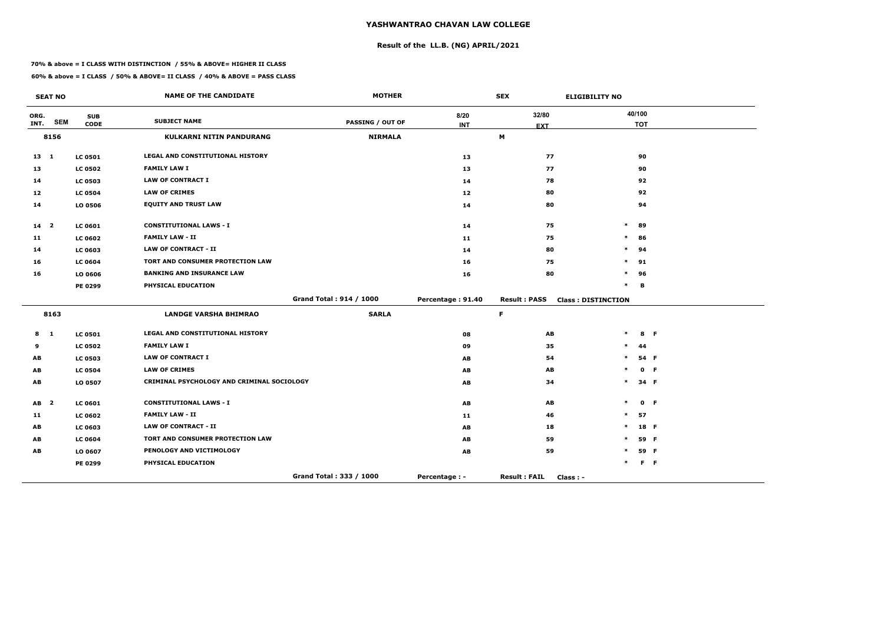# YASHWANTRAO CHAVAN LAW COLLEGE

## Result of the LL.B. (NG) APRIL/2021

**70% & above = I CLASS WITH DISTINCTION / 55% & ABOVE= HIGHER II CLASS**

**60% & above = I CLASS / 50% & ABOVE= II CLASS / 40% & ABOVE = PASS CLASS**

| SEAT NO | | | NAME OF THE CANDIDATE | MOTHER | | SEX | ELIGIBILITY NO |
|---|---|---|---|---|---|---|---|
| ORG. INT. | SEM | SUB CODE | SUBJECT NAME | PASSING / OUT OF | 8/20 INT | 32/80 EXT | 40/100 TOT |
| 8156 | | | KULKARNI NITIN PANDURANG | NIRMALA | | M | |
| 13 | 1 | LC 0501 | LEGAL AND CONSTITUTIONAL HISTORY | | 13 | 77 | 90 |
| 13 | | LC 0502 | FAMILY LAW I | | 13 | 77 | 90 |
| 14 | | LC 0503 | LAW OF CONTRACT I | | 14 | 78 | 92 |
| 12 | | LC 0504 | LAW OF CRIMES | | 12 | 80 | 92 |
| 14 | | LO 0506 | EQUITY AND TRUST LAW | | 14 | 80 | 94 |
| 14 | 2 | LC 0601 | CONSTITUTIONAL LAWS - I | | 14 | 75 | * 89 |
| 11 | | LC 0602 | FAMILY LAW - II | | 11 | 75 | * 86 |
| 14 | | LC 0603 | LAW OF CONTRACT - II | | 14 | 80 | * 94 |
| 16 | | LC 0604 | TORT AND CONSUMER PROTECTION LAW | | 16 | 75 | * 91 |
| 16 | | LO 0606 | BANKING AND INSURANCE LAW | | 16 | 80 | * 96 |
| | | PE 0299 | PHYSICAL EDUCATION | | | | * B |
| | | | | Grand Total : 914 / 1000 | Percentage : 91.40 | Result : PASS | Class : DISTINCTION |
| 8163 | | | LANDGE VARSHA BHIMRAO | SARLA | | F | |
| 8 | 1 | LC 0501 | LEGAL AND CONSTITUTIONAL HISTORY | | 08 | AB | * 8 F |
| 9 | | LC 0502 | FAMILY LAW I | | 09 | 35 | * 44 |
| AB | | LC 0503 | LAW OF CONTRACT I | | AB | 54 | * 54 F |
| AB | | LC 0504 | LAW OF CRIMES | | AB | AB | * 0 F |
| AB | | LO 0507 | CRIMINAL PSYCHOLOGY AND CRIMINAL SOCIOLOGY | | AB | 34 | * 34 F |
| AB | 2 | LC 0601 | CONSTITUTIONAL LAWS - I | | AB | AB | * 0 F |
| 11 | | LC 0602 | FAMILY LAW - II | | 11 | 46 | * 57 |
| AB | | LC 0603 | LAW OF CONTRACT - II | | AB | 18 | * 18 F |
| AB | | LC 0604 | TORT AND CONSUMER PROTECTION LAW | | AB | 59 | * 59 F |
| AB | | LO 0607 | PENOLOGY AND VICTIMOLOGY | | AB | 59 | * 59 F |
| | | PE 0299 | PHYSICAL EDUCATION | | | | * F F |
| | | | | Grand Total : 333 / 1000 | Percentage : - | Result : FAIL | Class : - |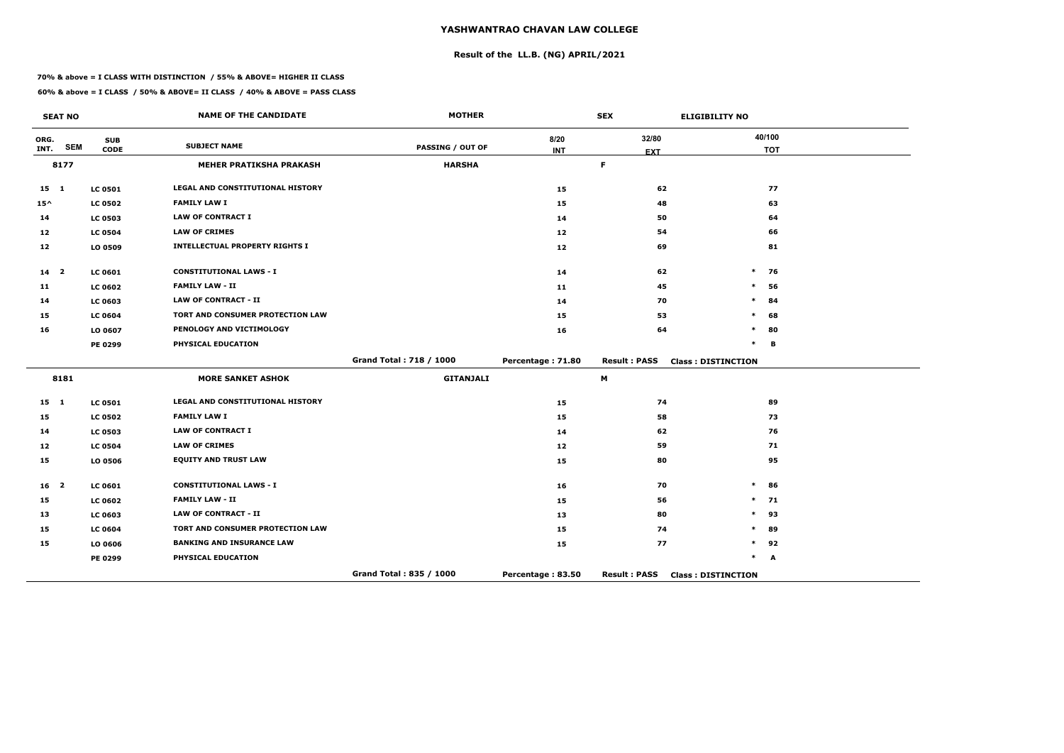# YASHWANTRAO CHAVAN LAW COLLEGE

## Result of the LL.B. (NG) APRIL/2021

**70% & above = I CLASS WITH DISTINCTION / 55% & ABOVE= HIGHER II CLASS**

**60% & above = I CLASS / 50% & ABOVE= II CLASS / 40% & ABOVE = PASS CLASS**

| SEAT NO | | | NAME OF THE CANDIDATE | MOTHER | | SEX | ELIGIBILITY NO |
|---|---|---|---|---|---|---|---|
| ORG. INT. | SEM | SUB CODE | SUBJECT NAME | PASSING / OUT OF | 8/20 INT | 32/80 EXT | 40/100 TOT |
| 8177 | | | MEHER PRATIKSHA PRAKASH | HARSHA | | F | |
| 15 | 1 | LC 0501 | LEGAL AND CONSTITUTIONAL HISTORY | | 15 | 62 | 77 |
| 15^ | | LC 0502 | FAMILY LAW I | | 15 | 48 | 63 |
| 14 | | LC 0503 | LAW OF CONTRACT I | | 14 | 50 | 64 |
| 12 | | LC 0504 | LAW OF CRIMES | | 12 | 54 | 66 |
| 12 | | LO 0509 | INTELLECTUAL PROPERTY RIGHTS I | | 12 | 69 | 81 |
| 14 | 2 | LC 0601 | CONSTITUTIONAL LAWS - I | | 14 | 62 | * 76 |
| 11 | | LC 0602 | FAMILY LAW - II | | 11 | 45 | * 56 |
| 14 | | LC 0603 | LAW OF CONTRACT - II | | 14 | 70 | * 84 |
| 15 | | LC 0604 | TORT AND CONSUMER PROTECTION LAW | | 15 | 53 | * 68 |
| 16 | | LO 0607 | PENOLOGY AND VICTIMOLOGY | | 16 | 64 | * 80 |
| | | PE 0299 | PHYSICAL EDUCATION | | | | * B |
| | | | | Grand Total : 718 / 1000 | Percentage : 71.80 | Result : PASS | Class : DISTINCTION |
| 8181 | | | MORE SANKET ASHOK | GITANJALI | | M | |
| 15 | 1 | LC 0501 | LEGAL AND CONSTITUTIONAL HISTORY | | 15 | 74 | 89 |
| 15 | | LC 0502 | FAMILY LAW I | | 15 | 58 | 73 |
| 14 | | LC 0503 | LAW OF CONTRACT I | | 14 | 62 | 76 |
| 12 | | LC 0504 | LAW OF CRIMES | | 12 | 59 | 71 |
| 15 | | LO 0506 | EQUITY AND TRUST LAW | | 15 | 80 | 95 |
| 16 | 2 | LC 0601 | CONSTITUTIONAL LAWS - I | | 16 | 70 | * 86 |
| 15 | | LC 0602 | FAMILY LAW - II | | 15 | 56 | * 71 |
| 13 | | LC 0603 | LAW OF CONTRACT - II | | 13 | 80 | * 93 |
| 15 | | LC 0604 | TORT AND CONSUMER PROTECTION LAW | | 15 | 74 | * 89 |
| 15 | | LO 0606 | BANKING AND INSURANCE LAW | | 15 | 77 | * 92 |
| | | PE 0299 | PHYSICAL EDUCATION | | | | * A |
| | | | | Grand Total : 835 / 1000 | Percentage : 83.50 | Result : PASS | Class : DISTINCTION |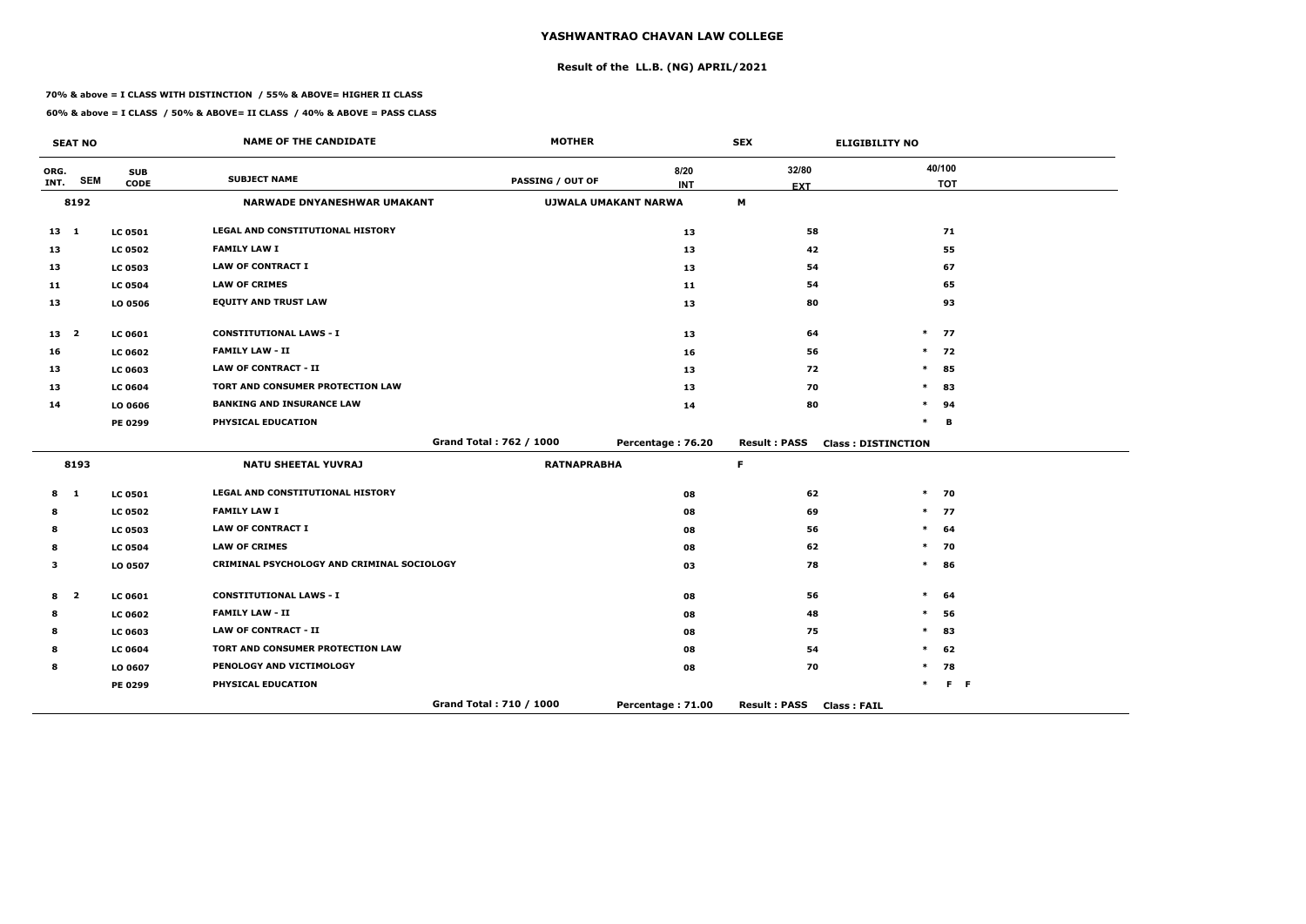# YASHWANTRAO CHAVAN LAW COLLEGE

## Result of the LL.B. (NG) APRIL/2021

**70% & above = I CLASS WITH DISTINCTION / 55% & ABOVE= HIGHER II CLASS**

**60% & above = I CLASS / 50% & ABOVE= II CLASS / 40% & ABOVE = PASS CLASS**

| SEAT NO | | | NAME OF THE CANDIDATE | MOTHER | SEX | ELIGIBILITY NO | |
|---|---|---|---|---|---|---|---|
| ORG. INT. | SEM | SUB CODE | SUBJECT NAME | PASSING / OUT OF | 8/20 INT | 32/80 EXT | 40/100 TOT |
| **8192** | | | **NARWADE DNYANESHWAR UMAKANT** | **UJWALA UMAKANT NARWA** | | **M** | |
| 13 | 1 | LC 0501 | LEGAL AND CONSTITUTIONAL HISTORY | | 13 | 58 | 71 |
| 13 | | LC 0502 | FAMILY LAW I | | 13 | 42 | 55 |
| 13 | | LC 0503 | LAW OF CONTRACT I | | 13 | 54 | 67 |
| 11 | | LC 0504 | LAW OF CRIMES | | 11 | 54 | 65 |
| 13 | | LO 0506 | EQUITY AND TRUST LAW | | 13 | 80 | 93 |
| 13 | 2 | LC 0601 | CONSTITUTIONAL LAWS - I | | 13 | 64 | * 77 |
| 16 | | LC 0602 | FAMILY LAW - II | | 16 | 56 | * 72 |
| 13 | | LC 0603 | LAW OF CONTRACT - II | | 13 | 72 | * 85 |
| 13 | | LC 0604 | TORT AND CONSUMER PROTECTION LAW | | 13 | 70 | * 83 |
| 14 | | LO 0606 | BANKING AND INSURANCE LAW | | 14 | 80 | * 94 |
| | | PE 0299 | PHYSICAL EDUCATION | | | | * B |
| | | | | Grand Total : 762 / 1000 | Percentage : 76.20 | Result : PASS | Class : DISTINCTION |
| **8193** | | | **NATU SHEETAL YUVRAJ** | **RATNAPRABHA** | | **F** | |
| 8 | 1 | LC 0501 | LEGAL AND CONSTITUTIONAL HISTORY | | 08 | 62 | * 70 |
| 8 | | LC 0502 | FAMILY LAW I | | 08 | 69 | * 77 |
| 8 | | LC 0503 | LAW OF CONTRACT I | | 08 | 56 | * 64 |
| 8 | | LC 0504 | LAW OF CRIMES | | 08 | 62 | * 70 |
| 3 | | LO 0507 | CRIMINAL PSYCHOLOGY AND CRIMINAL SOCIOLOGY | | 03 | 78 | * 86 |
| 8 | 2 | LC 0601 | CONSTITUTIONAL LAWS - I | | 08 | 56 | * 64 |
| 8 | | LC 0602 | FAMILY LAW - II | | 08 | 48 | * 56 |
| 8 | | LC 0603 | LAW OF CONTRACT - II | | 08 | 75 | * 83 |
| 8 | | LC 0604 | TORT AND CONSUMER PROTECTION LAW | | 08 | 54 | * 62 |
| 8 | | LO 0607 | PENOLOGY AND VICTIMOLOGY | | 08 | 70 | * 78 |
| | | PE 0299 | PHYSICAL EDUCATION | | | | * F F |
| | | | | Grand Total : 710 / 1000 | Percentage : 71.00 | Result : PASS | Class : FAIL |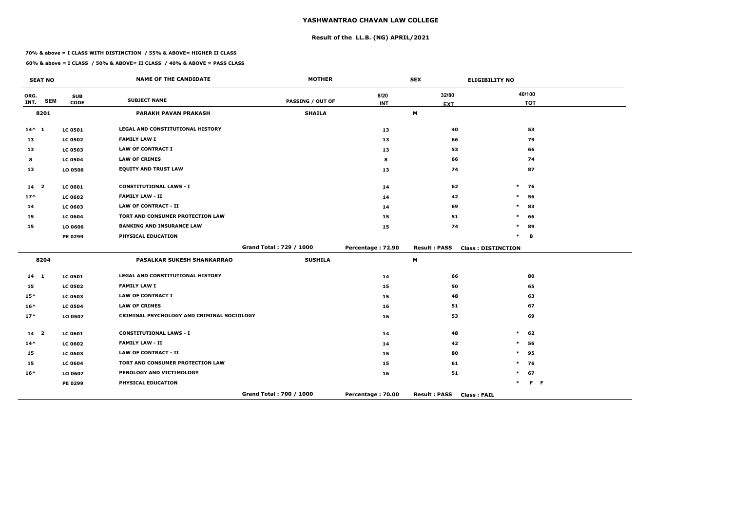# YASHWANTRAO CHAVAN LAW COLLEGE

## Result of the LL.B. (NG) APRIL/2021

**70% & above = I CLASS WITH DISTINCTION / 55% & ABOVE= HIGHER II CLASS**

**60% & above = I CLASS / 50% & ABOVE= II CLASS / 40% & ABOVE = PASS CLASS**

| SEAT NO | | | NAME OF THE CANDIDATE | MOTHER | | SEX | ELIGIBILITY NO |
|---|---|---|---|---|---|---|---|
| ORG. INT. | SEM | SUB CODE | SUBJECT NAME | PASSING / OUT OF | 8/20 INT | 32/80 EXT | 40/100 TOT |
| 8201 | | | PARAKH PAVAN PRAKASH | SHAILA | | M | |
| 14^ | 1 | LC 0501 | LEGAL AND CONSTITUTIONAL HISTORY | | 13 | 40 | 53 |
| 13 | | LC 0502 | FAMILY LAW I | | 13 | 66 | 79 |
| 13 | | LC 0503 | LAW OF CONTRACT I | | 13 | 53 | 66 |
| 8 | | LC 0504 | LAW OF CRIMES | | 8 | 66 | 74 |
| 13 | | LO 0506 | EQUITY AND TRUST LAW | | 13 | 74 | 87 |
| 14 | 2 | LC 0601 | CONSTITUTIONAL LAWS - I | | 14 | 62 | * 76 |
| 17^ | | LC 0602 | FAMILY LAW - II | | 14 | 42 | * 56 |
| 14 | | LC 0603 | LAW OF CONTRACT - II | | 14 | 69 | * 83 |
| 15 | | LC 0604 | TORT AND CONSUMER PROTECTION LAW | | 15 | 51 | * 66 |
| 15 | | LO 0606 | BANKING AND INSURANCE LAW | | 15 | 74 | * 89 |
| | | PE 0299 | PHYSICAL EDUCATION | | | | * B |
| | | | | Grand Total : 729 / 1000 | Percentage : 72.90 | Result : PASS | Class : DISTINCTION |
| 8204 | | | PASALKAR SUKESH SHANKARRAO | SUSHILA | | M | |
| 14 | 1 | LC 0501 | LEGAL AND CONSTITUTIONAL HISTORY | | 14 | 66 | 80 |
| 15 | | LC 0502 | FAMILY LAW I | | 15 | 50 | 65 |
| 15^ | | LC 0503 | LAW OF CONTRACT I | | 15 | 48 | 63 |
| 16^ | | LC 0504 | LAW OF CRIMES | | 16 | 51 | 67 |
| 17^ | | LO 0507 | CRIMINAL PSYCHOLOGY AND CRIMINAL SOCIOLOGY | | 16 | 53 | 69 |
| 14 | 2 | LC 0601 | CONSTITUTIONAL LAWS - I | | 14 | 48 | * 62 |
| 14^ | | LC 0602 | FAMILY LAW - II | | 14 | 42 | * 56 |
| 15 | | LC 0603 | LAW OF CONTRACT - II | | 15 | 80 | * 95 |
| 15 | | LC 0604 | TORT AND CONSUMER PROTECTION LAW | | 15 | 61 | * 76 |
| 16^ | | LO 0607 | PENOLOGY AND VICTIMOLOGY | | 16 | 51 | * 67 |
| | | PE 0299 | PHYSICAL EDUCATION | | | | * F F |
| | | | | Grand Total : 700 / 1000 | Percentage : 70.00 | Result : PASS | Class : FAIL |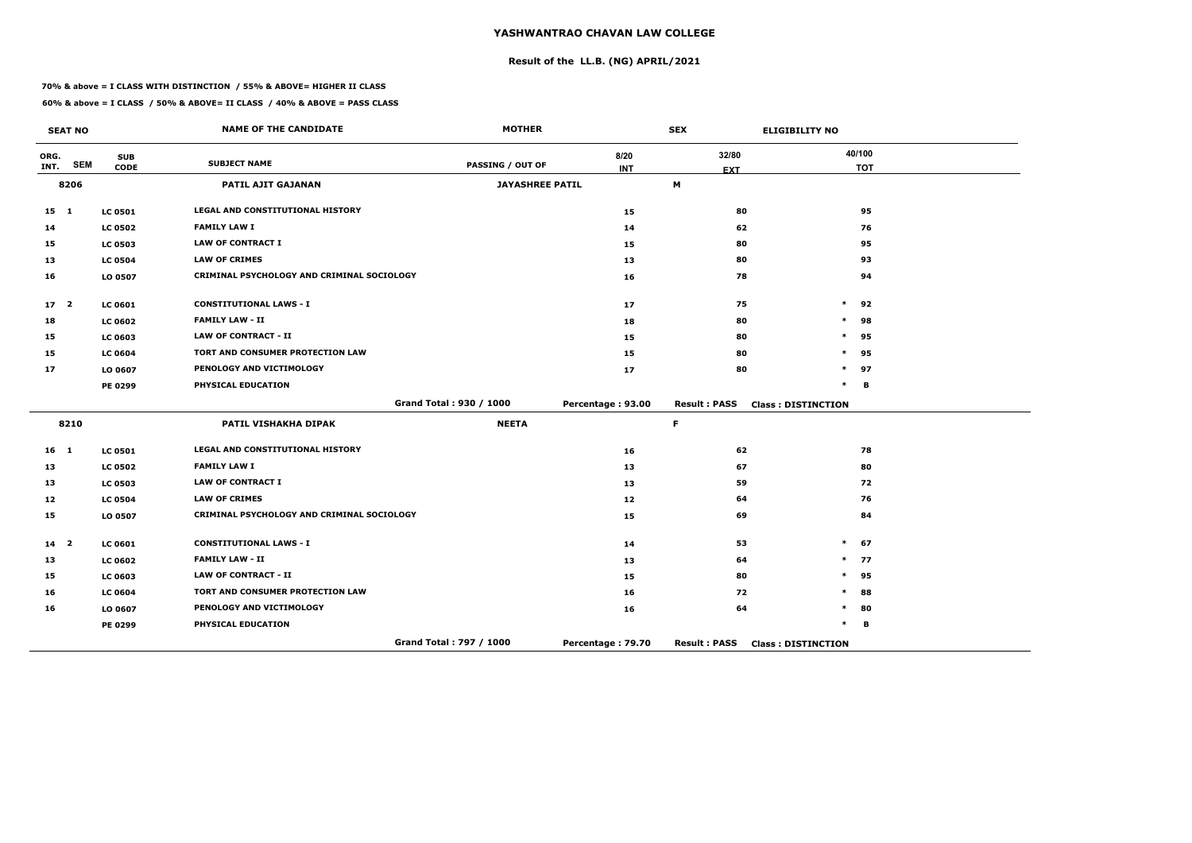# YASHWANTRAO CHAVAN LAW COLLEGE

## Result of the LL.B. (NG) APRIL/2021

**70% & above = I CLASS WITH DISTINCTION / 55% & ABOVE= HIGHER II CLASS**

**60% & above = I CLASS / 50% & ABOVE= II CLASS / 40% & ABOVE = PASS CLASS**

| SEAT NO | | | NAME OF THE CANDIDATE | MOTHER | | SEX | ELIGIBILITY NO | |
|---|---|---|---|---|---|---|---|---|
| ORG. INT. | SEM | SUB CODE | SUBJECT NAME | PASSING / OUT OF | 8/20 INT | 32/80 EXT | | 40/100 TOT |
| 8206 | | | PATIL AJIT GAJANAN | JAYASHREE PATIL | | M | | |
| 15 | 1 | LC 0501 | LEGAL AND CONSTITUTIONAL HISTORY | | 15 | 80 | | 95 |
| 14 | | LC 0502 | FAMILY LAW I | | 14 | 62 | | 76 |
| 15 | | LC 0503 | LAW OF CONTRACT I | | 15 | 80 | | 95 |
| 13 | | LC 0504 | LAW OF CRIMES | | 13 | 80 | | 93 |
| 16 | | LO 0507 | CRIMINAL PSYCHOLOGY AND CRIMINAL SOCIOLOGY | | 16 | 78 | | 94 |
| 17 | 2 | LC 0601 | CONSTITUTIONAL LAWS - I | | 17 | 75 | * | 92 |
| 18 | | LC 0602 | FAMILY LAW - II | | 18 | 80 | * | 98 |
| 15 | | LC 0603 | LAW OF CONTRACT - II | | 15 | 80 | * | 95 |
| 15 | | LC 0604 | TORT AND CONSUMER PROTECTION LAW | | 15 | 80 | * | 95 |
| 17 | | LO 0607 | PENOLOGY AND VICTIMOLOGY | | 17 | 80 | * | 97 |
| | | PE 0299 | PHYSICAL EDUCATION | | | | * | B |
| | | | | Grand Total : 930 / 1000 | Percentage : 93.00 | Result : PASS | Class : DISTINCTION | |
| 8210 | | | PATIL VISHAKHA DIPAK | NEETA | | F | | |
| 16 | 1 | LC 0501 | LEGAL AND CONSTITUTIONAL HISTORY | | 16 | 62 | | 78 |
| 13 | | LC 0502 | FAMILY LAW I | | 13 | 67 | | 80 |
| 13 | | LC 0503 | LAW OF CONTRACT I | | 13 | 59 | | 72 |
| 12 | | LC 0504 | LAW OF CRIMES | | 12 | 64 | | 76 |
| 15 | | LO 0507 | CRIMINAL PSYCHOLOGY AND CRIMINAL SOCIOLOGY | | 15 | 69 | | 84 |
| 14 | 2 | LC 0601 | CONSTITUTIONAL LAWS - I | | 14 | 53 | * | 67 |
| 13 | | LC 0602 | FAMILY LAW - II | | 13 | 64 | * | 77 |
| 15 | | LC 0603 | LAW OF CONTRACT - II | | 15 | 80 | * | 95 |
| 16 | | LC 0604 | TORT AND CONSUMER PROTECTION LAW | | 16 | 72 | * | 88 |
| 16 | | LO 0607 | PENOLOGY AND VICTIMOLOGY | | 16 | 64 | * | 80 |
| | | PE 0299 | PHYSICAL EDUCATION | | | | * | B |
| | | | | Grand Total : 797 / 1000 | Percentage : 79.70 | Result : PASS | Class : DISTINCTION | |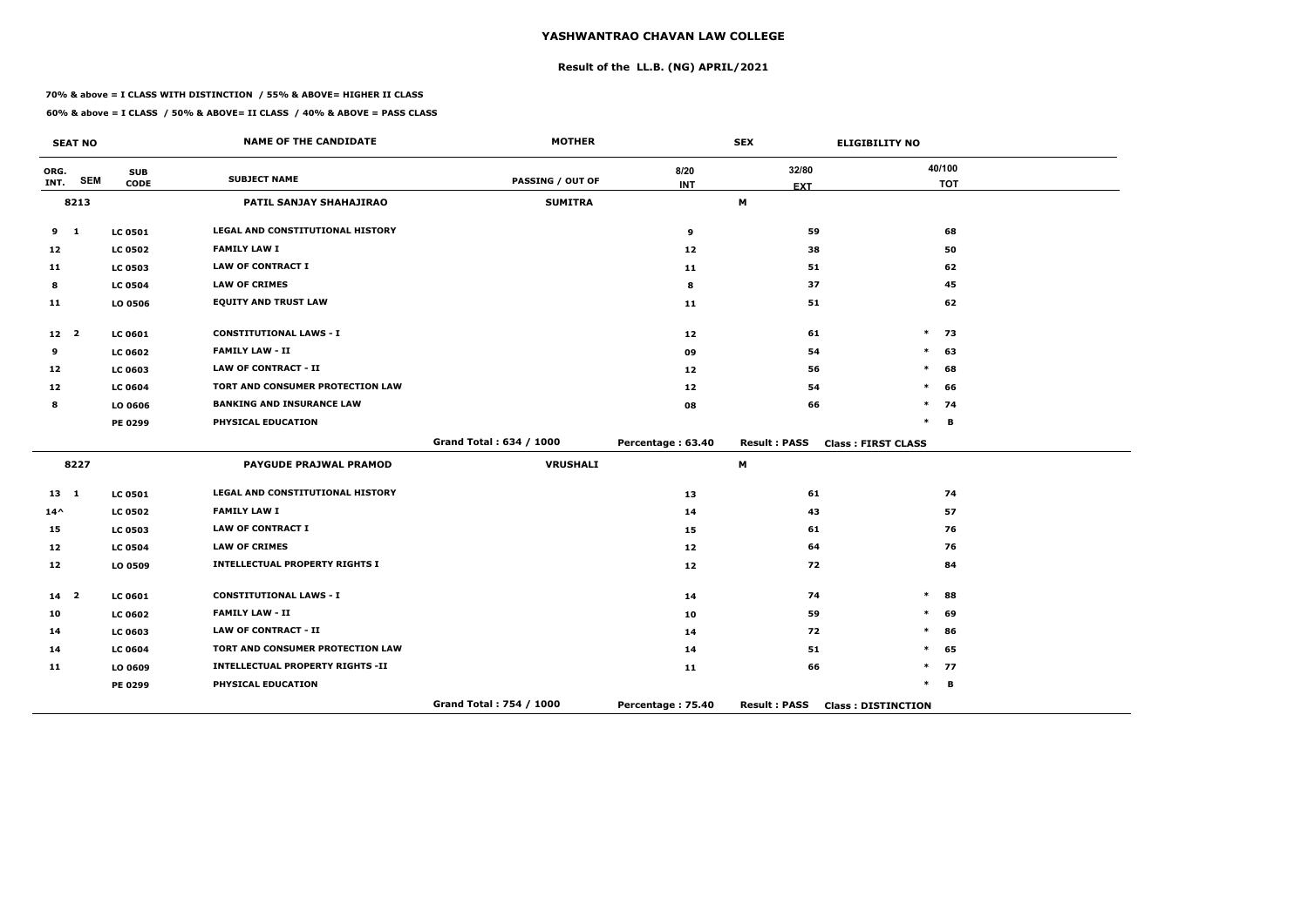# YASHWANTRAO CHAVAN LAW COLLEGE

## Result of the LL.B. (NG) APRIL/2021

**70% & above = I CLASS WITH DISTINCTION / 55% & ABOVE= HIGHER II CLASS**

**60% & above = I CLASS / 50% & ABOVE= II CLASS / 40% & ABOVE = PASS CLASS**

| SEAT NO | | | NAME OF THE CANDIDATE | MOTHER | | SEX | ELIGIBILITY NO |
|---|---|---|---|---|---|---|---|
| ORG. INT. | SEM | SUB CODE | SUBJECT NAME | PASSING / OUT OF | 8/20 INT | 32/80 EXT | 40/100 TOT |
| 8213 | | | PATIL SANJAY SHAHAJIRAO | SUMITRA | | M | |
| 9 | 1 | LC 0501 | LEGAL AND CONSTITUTIONAL HISTORY | | 9 | 59 | 68 |
| 12 | | LC 0502 | FAMILY LAW I | | 12 | 38 | 50 |
| 11 | | LC 0503 | LAW OF CONTRACT I | | 11 | 51 | 62 |
| 8 | | LC 0504 | LAW OF CRIMES | | 8 | 37 | 45 |
| 11 | | LO 0506 | EQUITY AND TRUST LAW | | 11 | 51 | 62 |
| 12 | 2 | LC 0601 | CONSTITUTIONAL LAWS - I | | 12 | 61 | * 73 |
| 9 | | LC 0602 | FAMILY LAW - II | | 09 | 54 | * 63 |
| 12 | | LC 0603 | LAW OF CONTRACT - II | | 12 | 56 | * 68 |
| 12 | | LC 0604 | TORT AND CONSUMER PROTECTION LAW | | 12 | 54 | * 66 |
| 8 | | LO 0606 | BANKING AND INSURANCE LAW | | 08 | 66 | * 74 |
| | | PE 0299 | PHYSICAL EDUCATION | | | | * B |
| | | | | Grand Total : 634 / 1000 | Percentage : 63.40 | Result : PASS | Class : FIRST CLASS |
| 8227 | | | PAYGUDE PRAJWAL PRAMOD | VRUSHALI | | M | |
| 13 | 1 | LC 0501 | LEGAL AND CONSTITUTIONAL HISTORY | | 13 | 61 | 74 |
| 14^ | | LC 0502 | FAMILY LAW I | | 14 | 43 | 57 |
| 15 | | LC 0503 | LAW OF CONTRACT I | | 15 | 61 | 76 |
| 12 | | LC 0504 | LAW OF CRIMES | | 12 | 64 | 76 |
| 12 | | LO 0509 | INTELLECTUAL PROPERTY RIGHTS I | | 12 | 72 | 84 |
| 14 | 2 | LC 0601 | CONSTITUTIONAL LAWS - I | | 14 | 74 | * 88 |
| 10 | | LC 0602 | FAMILY LAW - II | | 10 | 59 | * 69 |
| 14 | | LC 0603 | LAW OF CONTRACT - II | | 14 | 72 | * 86 |
| 14 | | LC 0604 | TORT AND CONSUMER PROTECTION LAW | | 14 | 51 | * 65 |
| 11 | | LO 0609 | INTELLECTUAL PROPERTY RIGHTS -II | | 11 | 66 | * 77 |
| | | PE 0299 | PHYSICAL EDUCATION | | | | * B |
| | | | | Grand Total : 754 / 1000 | Percentage : 75.40 | Result : PASS | Class : DISTINCTION |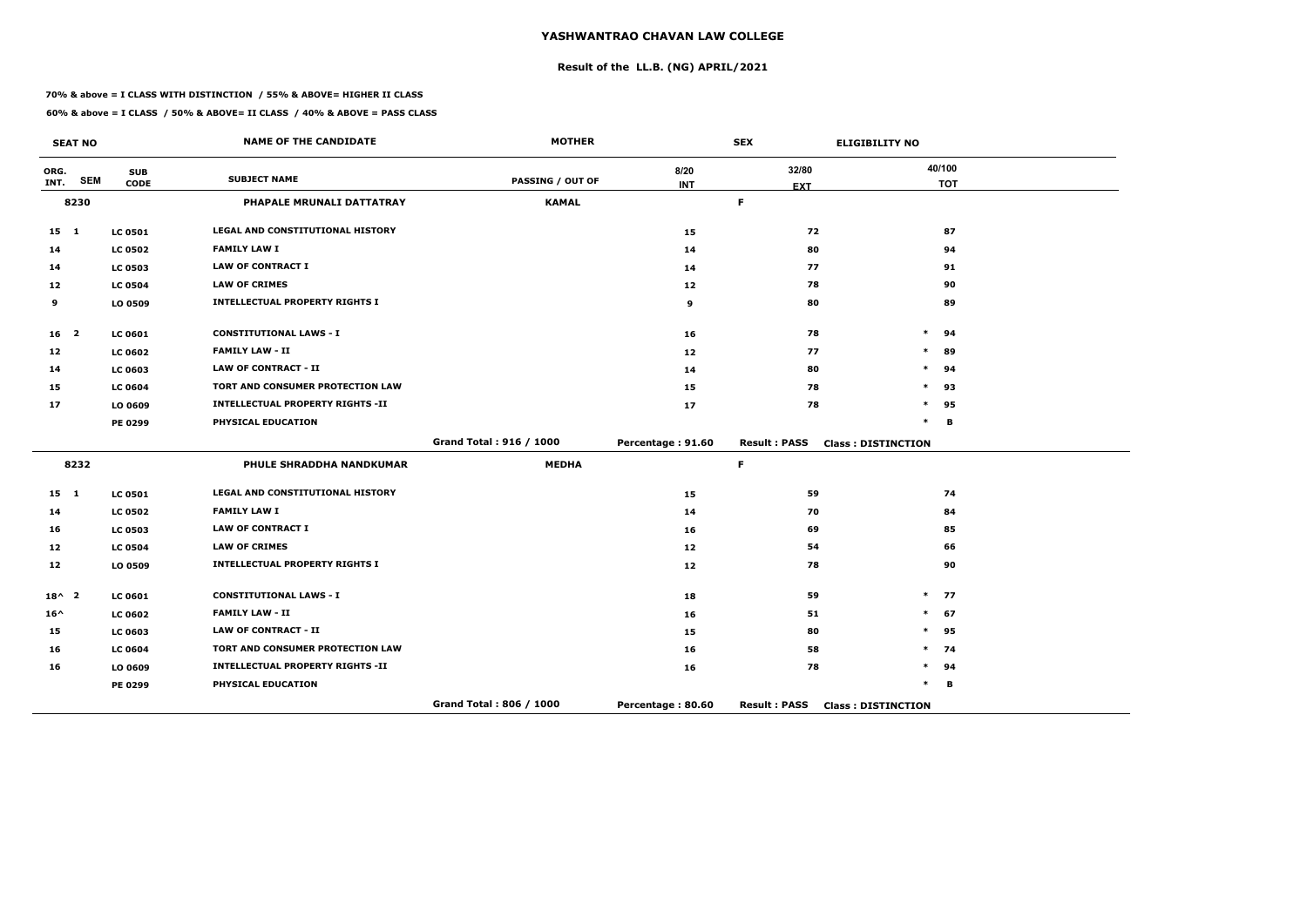# YASHWANTRAO CHAVAN LAW COLLEGE

## Result of the LL.B. (NG) APRIL/2021

**70% & above = I CLASS WITH DISTINCTION / 55% & ABOVE= HIGHER II CLASS**

**60% & above = I CLASS / 50% & ABOVE= II CLASS / 40% & ABOVE = PASS CLASS**

| SEAT NO | | | NAME OF THE CANDIDATE | MOTHER | | SEX | ELIGIBILITY NO |
|---|---|---|---|---|---|---|---|
| ORG. INT. | SEM | SUB CODE | SUBJECT NAME | PASSING / OUT OF | 8/20 INT | 32/80 EXT | 40/100 TOT |
| 8230 | | | PHAPALE MRUNALI DATTATRAY | KAMAL | | F | |
| 15 | 1 | LC 0501 | LEGAL AND CONSTITUTIONAL HISTORY | | 15 | 72 | 87 |
| 14 | | LC 0502 | FAMILY LAW I | | 14 | 80 | 94 |
| 14 | | LC 0503 | LAW OF CONTRACT I | | 14 | 77 | 91 |
| 12 | | LC 0504 | LAW OF CRIMES | | 12 | 78 | 90 |
| 9 | | LO 0509 | INTELLECTUAL PROPERTY RIGHTS I | | 9 | 80 | 89 |
| 16 | 2 | LC 0601 | CONSTITUTIONAL LAWS - I | | 16 | 78 | * 94 |
| 12 | | LC 0602 | FAMILY LAW - II | | 12 | 77 | * 89 |
| 14 | | LC 0603 | LAW OF CONTRACT - II | | 14 | 80 | * 94 |
| 15 | | LC 0604 | TORT AND CONSUMER PROTECTION LAW | | 15 | 78 | * 93 |
| 17 | | LO 0609 | INTELLECTUAL PROPERTY RIGHTS -II | | 17 | 78 | * 95 |
| | | PE 0299 | PHYSICAL EDUCATION | | | | * B |
| | | | | Grand Total : 916 / 1000 | Percentage : 91.60 | Result : PASS | Class : DISTINCTION |
| 8232 | | | PHULE SHRADDHA NANDKUMAR | MEDHA | | F | |
| 15 | 1 | LC 0501 | LEGAL AND CONSTITUTIONAL HISTORY | | 15 | 59 | 74 |
| 14 | | LC 0502 | FAMILY LAW I | | 14 | 70 | 84 |
| 16 | | LC 0503 | LAW OF CONTRACT I | | 16 | 69 | 85 |
| 12 | | LC 0504 | LAW OF CRIMES | | 12 | 54 | 66 |
| 12 | | LO 0509 | INTELLECTUAL PROPERTY RIGHTS I | | 12 | 78 | 90 |
| 18^ | 2 | LC 0601 | CONSTITUTIONAL LAWS - I | | 18 | 59 | * 77 |
| 16^ | | LC 0602 | FAMILY LAW - II | | 16 | 51 | * 67 |
| 15 | | LC 0603 | LAW OF CONTRACT - II | | 15 | 80 | * 95 |
| 16 | | LC 0604 | TORT AND CONSUMER PROTECTION LAW | | 16 | 58 | * 74 |
| 16 | | LO 0609 | INTELLECTUAL PROPERTY RIGHTS -II | | 16 | 78 | * 94 |
| | | PE 0299 | PHYSICAL EDUCATION | | | | * B |
| | | | | Grand Total : 806 / 1000 | Percentage : 80.60 | Result : PASS | Class : DISTINCTION |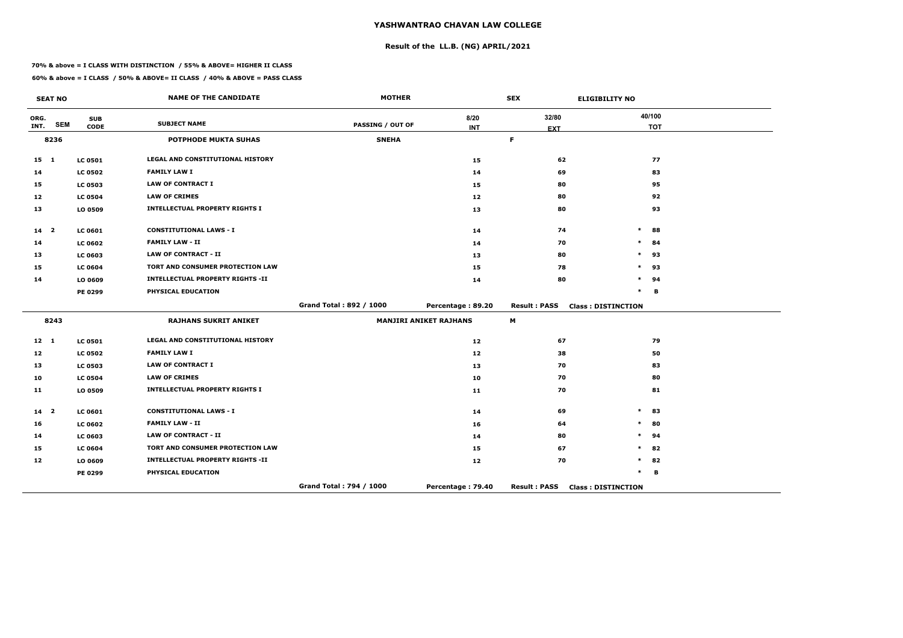# YASHWANTRAO CHAVAN LAW COLLEGE

## Result of the LL.B. (NG) APRIL/2021

**70% & above = I CLASS WITH DISTINCTION / 55% & ABOVE= HIGHER II CLASS**

**60% & above = I CLASS / 50% & ABOVE= II CLASS / 40% & ABOVE = PASS CLASS**

| SEAT NO | | | NAME OF THE CANDIDATE | MOTHER | | SEX | ELIGIBILITY NO |
|---|---|---|---|---|---|---|---|
| ORG. INT. | SEM | SUB CODE | SUBJECT NAME | PASSING / OUT OF | 8/20 INT | 32/80 EXT | 40/100 TOT |
| **8236** | | | **POTPHODE MUKTA SUHAS** | **SNEHA** | | **F** | |
| 15 | 1 | LC 0501 | LEGAL AND CONSTITUTIONAL HISTORY | | 15 | 62 | 77 |
| 14 | | LC 0502 | FAMILY LAW I | | 14 | 69 | 83 |
| 15 | | LC 0503 | LAW OF CONTRACT I | | 15 | 80 | 95 |
| 12 | | LC 0504 | LAW OF CRIMES | | 12 | 80 | 92 |
| 13 | | LO 0509 | INTELLECTUAL PROPERTY RIGHTS I | | 13 | 80 | 93 |
| 14 | 2 | LC 0601 | CONSTITUTIONAL LAWS - I | | 14 | 74 | * 88 |
| 14 | | LC 0602 | FAMILY LAW - II | | 14 | 70 | * 84 |
| 13 | | LC 0603 | LAW OF CONTRACT - II | | 13 | 80 | * 93 |
| 15 | | LC 0604 | TORT AND CONSUMER PROTECTION LAW | | 15 | 78 | * 93 |
| 14 | | LO 0609 | INTELLECTUAL PROPERTY RIGHTS -II | | 14 | 80 | * 94 |
| | | PE 0299 | PHYSICAL EDUCATION | | | | * B |
| | | | | Grand Total : 892 / 1000 | Percentage : 89.20 | Result : PASS | Class : DISTINCTION |
| **8243** | | | **RAJHANS SUKRIT ANIKET** | **MANJIRI ANIKET RAJHANS** | | **M** | |
| 12 | 1 | LC 0501 | LEGAL AND CONSTITUTIONAL HISTORY | | 12 | 67 | 79 |
| 12 | | LC 0502 | FAMILY LAW I | | 12 | 38 | 50 |
| 13 | | LC 0503 | LAW OF CONTRACT I | | 13 | 70 | 83 |
| 10 | | LC 0504 | LAW OF CRIMES | | 10 | 70 | 80 |
| 11 | | LO 0509 | INTELLECTUAL PROPERTY RIGHTS I | | 11 | 70 | 81 |
| 14 | 2 | LC 0601 | CONSTITUTIONAL LAWS - I | | 14 | 69 | * 83 |
| 16 | | LC 0602 | FAMILY LAW - II | | 16 | 64 | * 80 |
| 14 | | LC 0603 | LAW OF CONTRACT - II | | 14 | 80 | * 94 |
| 15 | | LC 0604 | TORT AND CONSUMER PROTECTION LAW | | 15 | 67 | * 82 |
| 12 | | LO 0609 | INTELLECTUAL PROPERTY RIGHTS -II | | 12 | 70 | * 82 |
| | | PE 0299 | PHYSICAL EDUCATION | | | | * B |
| | | | | Grand Total : 794 / 1000 | Percentage : 79.40 | Result : PASS | Class : DISTINCTION |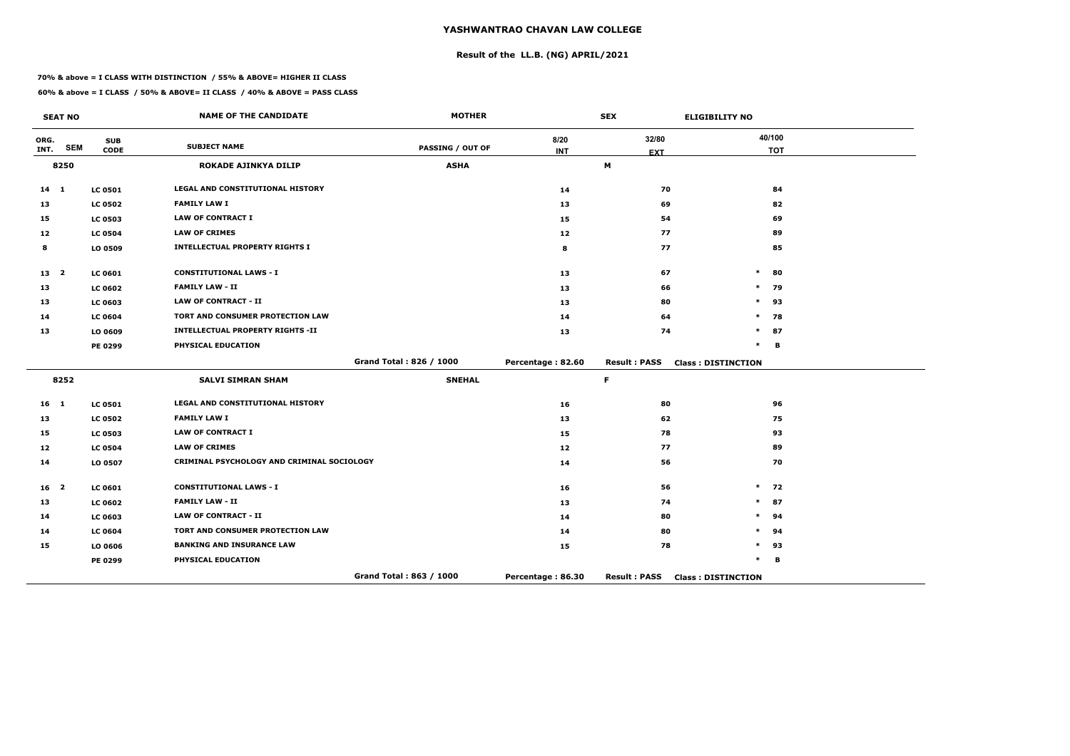# YASHWANTRAO CHAVAN LAW COLLEGE

## Result of the LL.B. (NG) APRIL/2021

**70% & above = I CLASS WITH DISTINCTION / 55% & ABOVE= HIGHER II CLASS**

**60% & above = I CLASS / 50% & ABOVE= II CLASS / 40% & ABOVE = PASS CLASS**

| SEAT NO | | | NAME OF THE CANDIDATE | MOTHER | | SEX | ELIGIBILITY NO |
|---|---|---|---|---|---|---|---|
| ORG. INT. | SEM | SUB CODE | SUBJECT NAME | PASSING / OUT OF | 8/20 INT | 32/80 EXT | 40/100 TOT |
| **8250** | | | **ROKADE AJINKYA DILIP** | **ASHA** | | **M** | |
| 14 | 1 | LC 0501 | LEGAL AND CONSTITUTIONAL HISTORY | | 14 | 70 | 84 |
| 13 | | LC 0502 | FAMILY LAW I | | 13 | 69 | 82 |
| 15 | | LC 0503 | LAW OF CONTRACT I | | 15 | 54 | 69 |
| 12 | | LC 0504 | LAW OF CRIMES | | 12 | 77 | 89 |
| 8 | | LO 0509 | INTELLECTUAL PROPERTY RIGHTS I | | 8 | 77 | 85 |
| 13 | 2 | LC 0601 | CONSTITUTIONAL LAWS - I | | 13 | 67 | * 80 |
| 13 | | LC 0602 | FAMILY LAW - II | | 13 | 66 | * 79 |
| 13 | | LC 0603 | LAW OF CONTRACT - II | | 13 | 80 | * 93 |
| 14 | | LC 0604 | TORT AND CONSUMER PROTECTION LAW | | 14 | 64 | * 78 |
| 13 | | LO 0609 | INTELLECTUAL PROPERTY RIGHTS -II | | 13 | 74 | * 87 |
| | | PE 0299 | PHYSICAL EDUCATION | | | | * B |
| | | | | Grand Total : 826 / 1000 | Percentage : 82.60 | Result : PASS | Class : DISTINCTION |
| **8252** | | | **SALVI SIMRAN SHAM** | **SNEHAL** | | **F** | |
| 16 | 1 | LC 0501 | LEGAL AND CONSTITUTIONAL HISTORY | | 16 | 80 | 96 |
| 13 | | LC 0502 | FAMILY LAW I | | 13 | 62 | 75 |
| 15 | | LC 0503 | LAW OF CONTRACT I | | 15 | 78 | 93 |
| 12 | | LC 0504 | LAW OF CRIMES | | 12 | 77 | 89 |
| 14 | | LO 0507 | CRIMINAL PSYCHOLOGY AND CRIMINAL SOCIOLOGY | | 14 | 56 | 70 |
| 16 | 2 | LC 0601 | CONSTITUTIONAL LAWS - I | | 16 | 56 | * 72 |
| 13 | | LC 0602 | FAMILY LAW - II | | 13 | 74 | * 87 |
| 14 | | LC 0603 | LAW OF CONTRACT - II | | 14 | 80 | * 94 |
| 14 | | LC 0604 | TORT AND CONSUMER PROTECTION LAW | | 14 | 80 | * 94 |
| 15 | | LO 0606 | BANKING AND INSURANCE LAW | | 15 | 78 | * 93 |
| | | PE 0299 | PHYSICAL EDUCATION | | | | * B |
| | | | | Grand Total : 863 / 1000 | Percentage : 86.30 | Result : PASS | Class : DISTINCTION |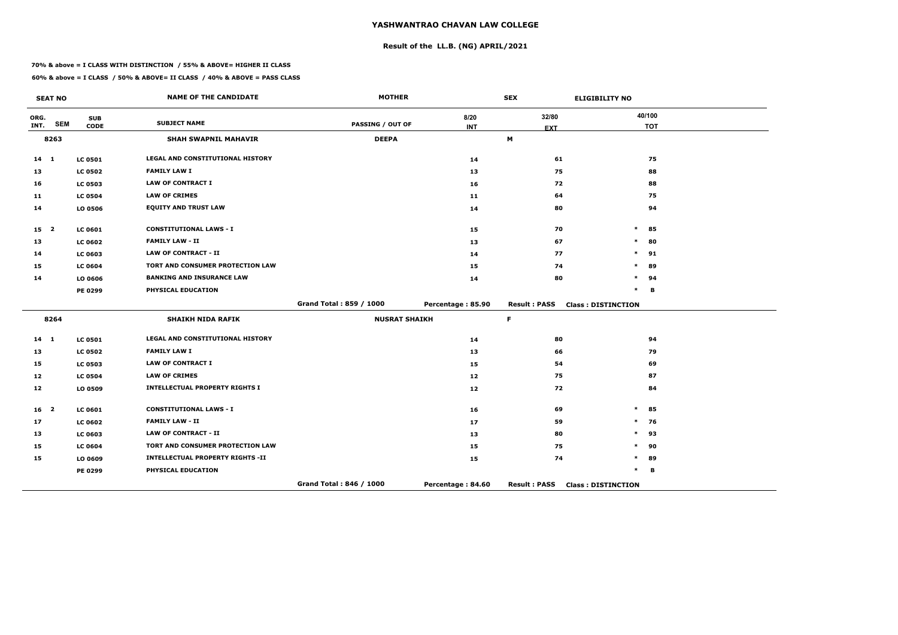# YASHWANTRAO CHAVAN LAW COLLEGE

## Result of the LL.B. (NG) APRIL/2021

**70% & above = I CLASS WITH DISTINCTION / 55% & ABOVE= HIGHER II CLASS**

**60% & above = I CLASS / 50% & ABOVE= II CLASS / 40% & ABOVE = PASS CLASS**

| SEAT NO | | | NAME OF THE CANDIDATE | MOTHER | | SEX | ELIGIBILITY NO | |
|---|---|---|---|---|---|---|---|---|
| ORG. INT. | SEM | SUB CODE | SUBJECT NAME | PASSING / OUT OF | 8/20 INT | 32/80 EXT | | 40/100 TOT |
| 8263 | | | SHAH SWAPNIL MAHAVIR | DEEPA | | M | | |
| 14 | 1 | LC 0501 | LEGAL AND CONSTITUTIONAL HISTORY | | 14 | 61 | | 75 |
| 13 | | LC 0502 | FAMILY LAW I | | 13 | 75 | | 88 |
| 16 | | LC 0503 | LAW OF CONTRACT I | | 16 | 72 | | 88 |
| 11 | | LC 0504 | LAW OF CRIMES | | 11 | 64 | | 75 |
| 14 | | LO 0506 | EQUITY AND TRUST LAW | | 14 | 80 | | 94 |
| 15 | 2 | LC 0601 | CONSTITUTIONAL LAWS - I | | 15 | 70 | * | 85 |
| 13 | | LC 0602 | FAMILY LAW - II | | 13 | 67 | * | 80 |
| 14 | | LC 0603 | LAW OF CONTRACT - II | | 14 | 77 | * | 91 |
| 15 | | LC 0604 | TORT AND CONSUMER PROTECTION LAW | | 15 | 74 | * | 89 |
| 14 | | LO 0606 | BANKING AND INSURANCE LAW | | 14 | 80 | * | 94 |
| | | PE 0299 | PHYSICAL EDUCATION | | | | * | B |
| | | | | Grand Total : 859 / 1000 | Percentage : 85.90 | Result : PASS | Class : DISTINCTION | |
| 8264 | | | SHAIKH NIDA RAFIK | NUSRAT SHAIKH | | F | | |
| 14 | 1 | LC 0501 | LEGAL AND CONSTITUTIONAL HISTORY | | 14 | 80 | | 94 |
| 13 | | LC 0502 | FAMILY LAW I | | 13 | 66 | | 79 |
| 15 | | LC 0503 | LAW OF CONTRACT I | | 15 | 54 | | 69 |
| 12 | | LC 0504 | LAW OF CRIMES | | 12 | 75 | | 87 |
| 12 | | LO 0509 | INTELLECTUAL PROPERTY RIGHTS I | | 12 | 72 | | 84 |
| 16 | 2 | LC 0601 | CONSTITUTIONAL LAWS - I | | 16 | 69 | * | 85 |
| 17 | | LC 0602 | FAMILY LAW - II | | 17 | 59 | * | 76 |
| 13 | | LC 0603 | LAW OF CONTRACT - II | | 13 | 80 | * | 93 |
| 15 | | LC 0604 | TORT AND CONSUMER PROTECTION LAW | | 15 | 75 | * | 90 |
| 15 | | LO 0609 | INTELLECTUAL PROPERTY RIGHTS -II | | 15 | 74 | * | 89 |
| | | PE 0299 | PHYSICAL EDUCATION | | | | * | B |
| | | | | Grand Total : 846 / 1000 | Percentage : 84.60 | Result : PASS | Class : DISTINCTION | |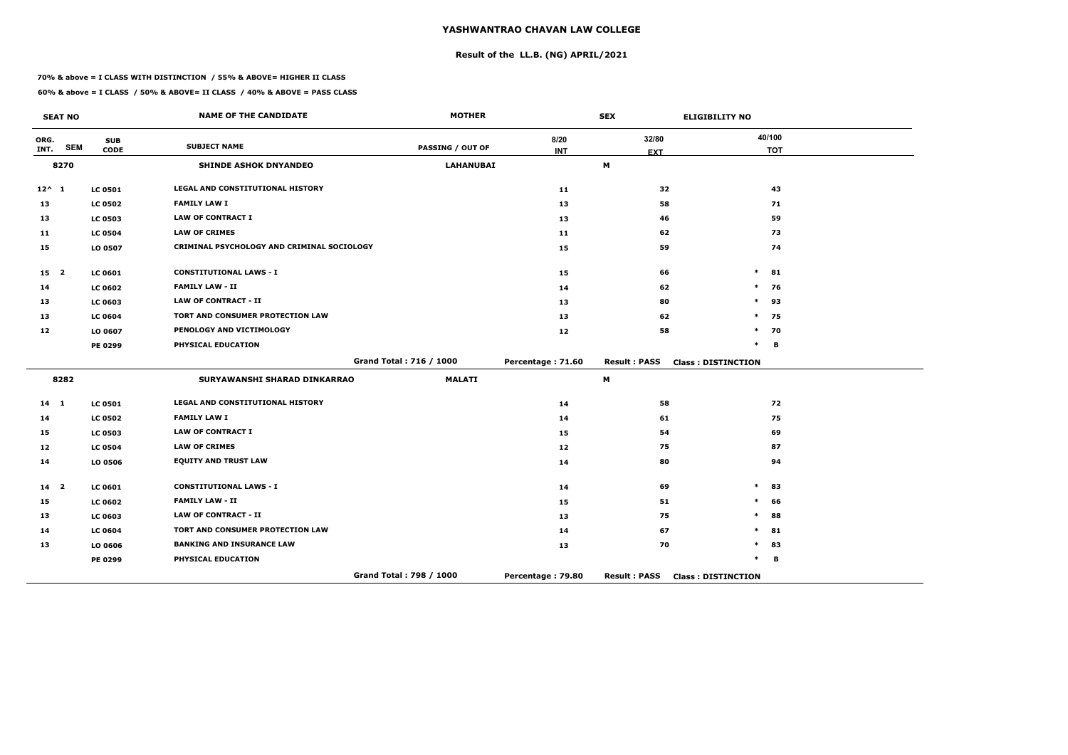# YASHWANTRAO CHAVAN LAW COLLEGE

## Result of the LL.B. (NG) APRIL/2021

**70% & above = I CLASS WITH DISTINCTION / 55% & ABOVE= HIGHER II CLASS**

**60% & above = I CLASS / 50% & ABOVE= II CLASS / 40% & ABOVE = PASS CLASS**

| SEAT NO | | | NAME OF THE CANDIDATE | MOTHER | | SEX | ELIGIBILITY NO |
|---|---|---|---|---|---|---|---|
| ORG. INT. | SEM | SUB CODE | SUBJECT NAME | PASSING / OUT OF | 8/20 INT | 32/80 EXT | 40/100 TOT |
| **8270** | | | **SHINDE ASHOK DNYANDEO** | **LAHANUBAI** | | **M** | |
| 12^ | 1 | LC 0501 | LEGAL AND CONSTITUTIONAL HISTORY | | 11 | 32 | 43 |
| 13 | | LC 0502 | FAMILY LAW I | | 13 | 58 | 71 |
| 13 | | LC 0503 | LAW OF CONTRACT I | | 13 | 46 | 59 |
| 11 | | LC 0504 | LAW OF CRIMES | | 11 | 62 | 73 |
| 15 | | LO 0507 | CRIMINAL PSYCHOLOGY AND CRIMINAL SOCIOLOGY | | 15 | 59 | 74 |
| 15 | 2 | LC 0601 | CONSTITUTIONAL LAWS - I | | 15 | 66 | * 81 |
| 14 | | LC 0602 | FAMILY LAW - II | | 14 | 62 | * 76 |
| 13 | | LC 0603 | LAW OF CONTRACT - II | | 13 | 80 | * 93 |
| 13 | | LC 0604 | TORT AND CONSUMER PROTECTION LAW | | 13 | 62 | * 75 |
| 12 | | LO 0607 | PENOLOGY AND VICTIMOLOGY | | 12 | 58 | * 70 |
| | | PE 0299 | PHYSICAL EDUCATION | | | | * B |
| | | | | Grand Total : 716 / 1000 | Percentage : 71.60 | Result : PASS | Class : DISTINCTION |
| **8282** | | | **SURYAWANSHI SHARAD DINKARRAO** | **MALATI** | | **M** | |
| 14 | 1 | LC 0501 | LEGAL AND CONSTITUTIONAL HISTORY | | 14 | 58 | 72 |
| 14 | | LC 0502 | FAMILY LAW I | | 14 | 61 | 75 |
| 15 | | LC 0503 | LAW OF CONTRACT I | | 15 | 54 | 69 |
| 12 | | LC 0504 | LAW OF CRIMES | | 12 | 75 | 87 |
| 14 | | LO 0506 | EQUITY AND TRUST LAW | | 14 | 80 | 94 |
| 14 | 2 | LC 0601 | CONSTITUTIONAL LAWS - I | | 14 | 69 | * 83 |
| 15 | | LC 0602 | FAMILY LAW - II | | 15 | 51 | * 66 |
| 13 | | LC 0603 | LAW OF CONTRACT - II | | 13 | 75 | * 88 |
| 14 | | LC 0604 | TORT AND CONSUMER PROTECTION LAW | | 14 | 67 | * 81 |
| 13 | | LO 0606 | BANKING AND INSURANCE LAW | | 13 | 70 | * 83 |
| | | PE 0299 | PHYSICAL EDUCATION | | | | * B |
| | | | | Grand Total : 798 / 1000 | Percentage : 79.80 | Result : PASS | Class : DISTINCTION |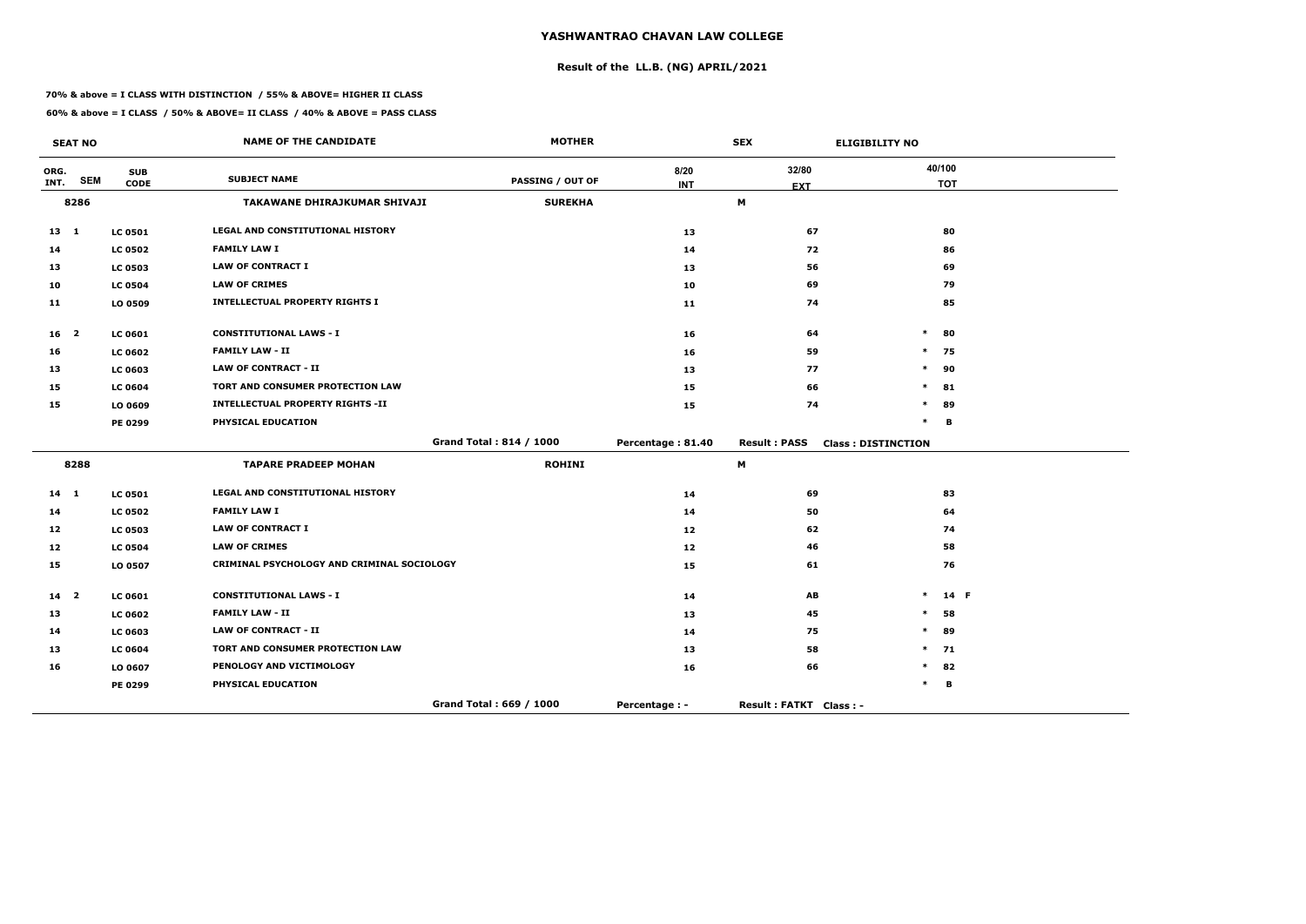# YASHWANTRAO CHAVAN LAW COLLEGE

## Result of the LL.B. (NG) APRIL/2021

**70% & above = I CLASS WITH DISTINCTION / 55% & ABOVE= HIGHER II CLASS**

**60% & above = I CLASS / 50% & ABOVE= II CLASS / 40% & ABOVE = PASS CLASS**

| SEAT NO | | | NAME OF THE CANDIDATE | MOTHER | | SEX | ELIGIBILITY NO |
|---|---|---|---|---|---|---|---|
| ORG. INT. | SEM | SUB CODE | SUBJECT NAME | PASSING / OUT OF | 8/20 INT | 32/80 EXT | 40/100 TOT |
| 8286 | | | TAKAWANE DHIRAJKUMAR SHIVAJI | SUREKHA | | M | |
| 13 | 1 | LC 0501 | LEGAL AND CONSTITUTIONAL HISTORY | | 13 | 67 | 80 |
| 14 | | LC 0502 | FAMILY LAW I | | 14 | 72 | 86 |
| 13 | | LC 0503 | LAW OF CONTRACT I | | 13 | 56 | 69 |
| 10 | | LC 0504 | LAW OF CRIMES | | 10 | 69 | 79 |
| 11 | | LO 0509 | INTELLECTUAL PROPERTY RIGHTS I | | 11 | 74 | 85 |
| 16 | 2 | LC 0601 | CONSTITUTIONAL LAWS - I | | 16 | 64 | * 80 |
| 16 | | LC 0602 | FAMILY LAW - II | | 16 | 59 | * 75 |
| 13 | | LC 0603 | LAW OF CONTRACT - II | | 13 | 77 | * 90 |
| 15 | | LC 0604 | TORT AND CONSUMER PROTECTION LAW | | 15 | 66 | * 81 |
| 15 | | LO 0609 | INTELLECTUAL PROPERTY RIGHTS -II | | 15 | 74 | * 89 |
| | | PE 0299 | PHYSICAL EDUCATION | | | | * B |
| | | | | Grand Total : 814 / 1000 | Percentage : 81.40 | Result : PASS | Class : DISTINCTION |
| 8288 | | | TAPARE PRADEEP MOHAN | ROHINI | | M | |
| 14 | 1 | LC 0501 | LEGAL AND CONSTITUTIONAL HISTORY | | 14 | 69 | 83 |
| 14 | | LC 0502 | FAMILY LAW I | | 14 | 50 | 64 |
| 12 | | LC 0503 | LAW OF CONTRACT I | | 12 | 62 | 74 |
| 12 | | LC 0504 | LAW OF CRIMES | | 12 | 46 | 58 |
| 15 | | LO 0507 | CRIMINAL PSYCHOLOGY AND CRIMINAL SOCIOLOGY | | 15 | 61 | 76 |
| 14 | 2 | LC 0601 | CONSTITUTIONAL LAWS - I | | 14 | AB | * 14 F |
| 13 | | LC 0602 | FAMILY LAW - II | | 13 | 45 | * 58 |
| 14 | | LC 0603 | LAW OF CONTRACT - II | | 14 | 75 | * 89 |
| 13 | | LC 0604 | TORT AND CONSUMER PROTECTION LAW | | 13 | 58 | * 71 |
| 16 | | LO 0607 | PENOLOGY AND VICTIMOLOGY | | 16 | 66 | * 82 |
| | | PE 0299 | PHYSICAL EDUCATION | | | | * B |
| | | | | Grand Total : 669 / 1000 | Percentage : - | Result : FATKT | Class : - |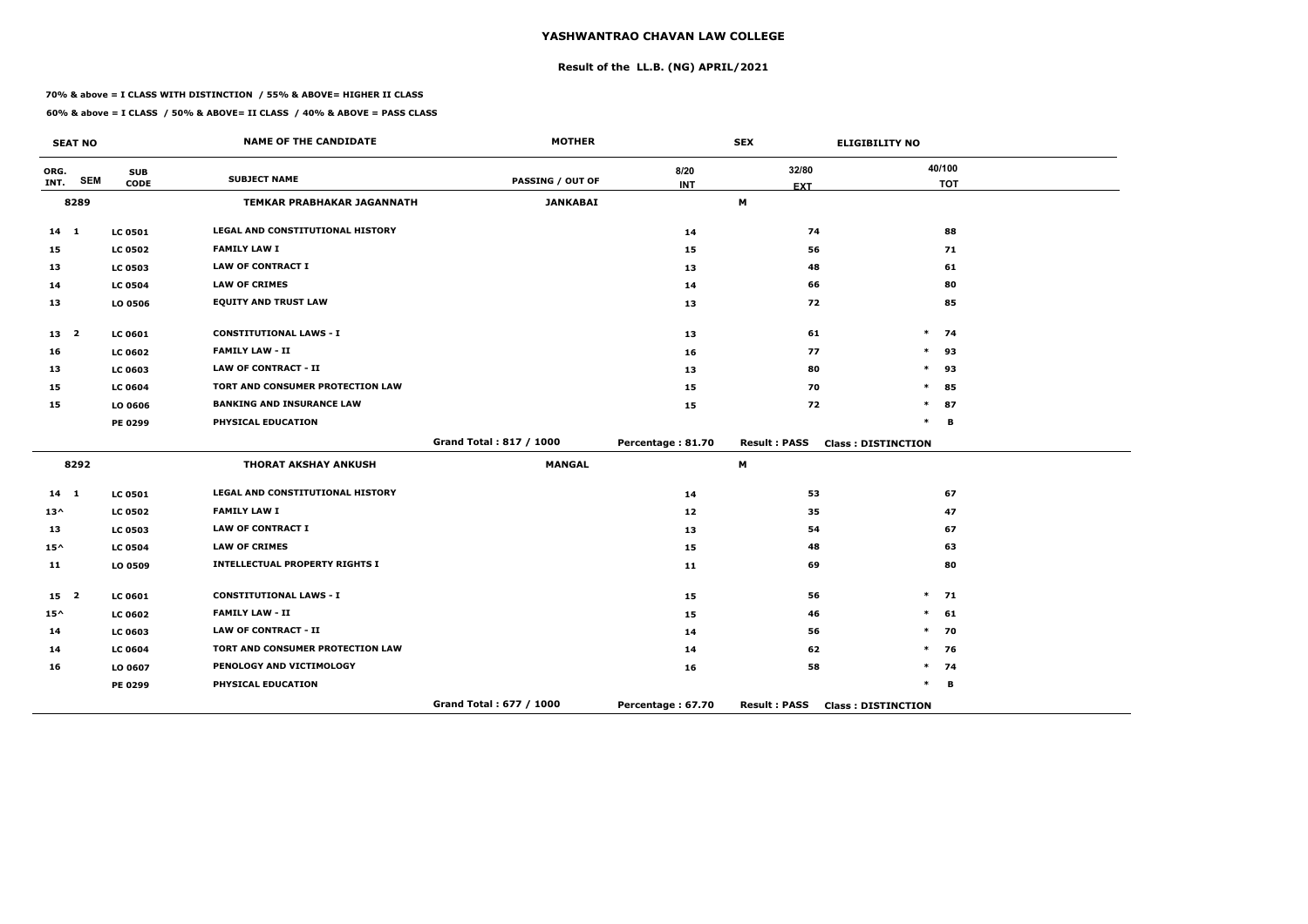# YASHWANTRAO CHAVAN LAW COLLEGE

## Result of the LL.B. (NG) APRIL/2021

**70% & above = I CLASS WITH DISTINCTION / 55% & ABOVE= HIGHER II CLASS**

**60% & above = I CLASS / 50% & ABOVE= II CLASS / 40% & ABOVE = PASS CLASS**

| SEAT NO | | | NAME OF THE CANDIDATE | MOTHER | | SEX | ELIGIBILITY NO |
|---|---|---|---|---|---|---|---|
| ORG. INT. | SEM | SUB CODE | SUBJECT NAME | PASSING / OUT OF | 8/20 INT | 32/80 EXT | 40/100 TOT |
| 8289 | | | TEMKAR PRABHAKAR JAGANNATH | JANKABAI | | M | |
| 14 | 1 | LC 0501 | LEGAL AND CONSTITUTIONAL HISTORY | | 14 | 74 | 88 |
| 15 | | LC 0502 | FAMILY LAW I | | 15 | 56 | 71 |
| 13 | | LC 0503 | LAW OF CONTRACT I | | 13 | 48 | 61 |
| 14 | | LC 0504 | LAW OF CRIMES | | 14 | 66 | 80 |
| 13 | | LO 0506 | EQUITY AND TRUST LAW | | 13 | 72 | 85 |
| 13 | 2 | LC 0601 | CONSTITUTIONAL LAWS - I | | 13 | 61 | * 74 |
| 16 | | LC 0602 | FAMILY LAW - II | | 16 | 77 | * 93 |
| 13 | | LC 0603 | LAW OF CONTRACT - II | | 13 | 80 | * 93 |
| 15 | | LC 0604 | TORT AND CONSUMER PROTECTION LAW | | 15 | 70 | * 85 |
| 15 | | LO 0606 | BANKING AND INSURANCE LAW | | 15 | 72 | * 87 |
| | | PE 0299 | PHYSICAL EDUCATION | | | | * B |
| | | | | Grand Total : 817 / 1000 | Percentage : 81.70 | Result : PASS | Class : DISTINCTION |
| 8292 | | | THORAT AKSHAY ANKUSH | MANGAL | | M | |
| 14 | 1 | LC 0501 | LEGAL AND CONSTITUTIONAL HISTORY | | 14 | 53 | 67 |
| 13^ | | LC 0502 | FAMILY LAW I | | 12 | 35 | 47 |
| 13 | | LC 0503 | LAW OF CONTRACT I | | 13 | 54 | 67 |
| 15^ | | LC 0504 | LAW OF CRIMES | | 15 | 48 | 63 |
| 11 | | LO 0509 | INTELLECTUAL PROPERTY RIGHTS I | | 11 | 69 | 80 |
| 15 | 2 | LC 0601 | CONSTITUTIONAL LAWS - I | | 15 | 56 | * 71 |
| 15^ | | LC 0602 | FAMILY LAW - II | | 15 | 46 | * 61 |
| 14 | | LC 0603 | LAW OF CONTRACT - II | | 14 | 56 | * 70 |
| 14 | | LC 0604 | TORT AND CONSUMER PROTECTION LAW | | 14 | 62 | * 76 |
| 16 | | LO 0607 | PENOLOGY AND VICTIMOLOGY | | 16 | 58 | * 74 |
| | | PE 0299 | PHYSICAL EDUCATION | | | | * B |
| | | | | Grand Total : 677 / 1000 | Percentage : 67.70 | Result : PASS | Class : DISTINCTION |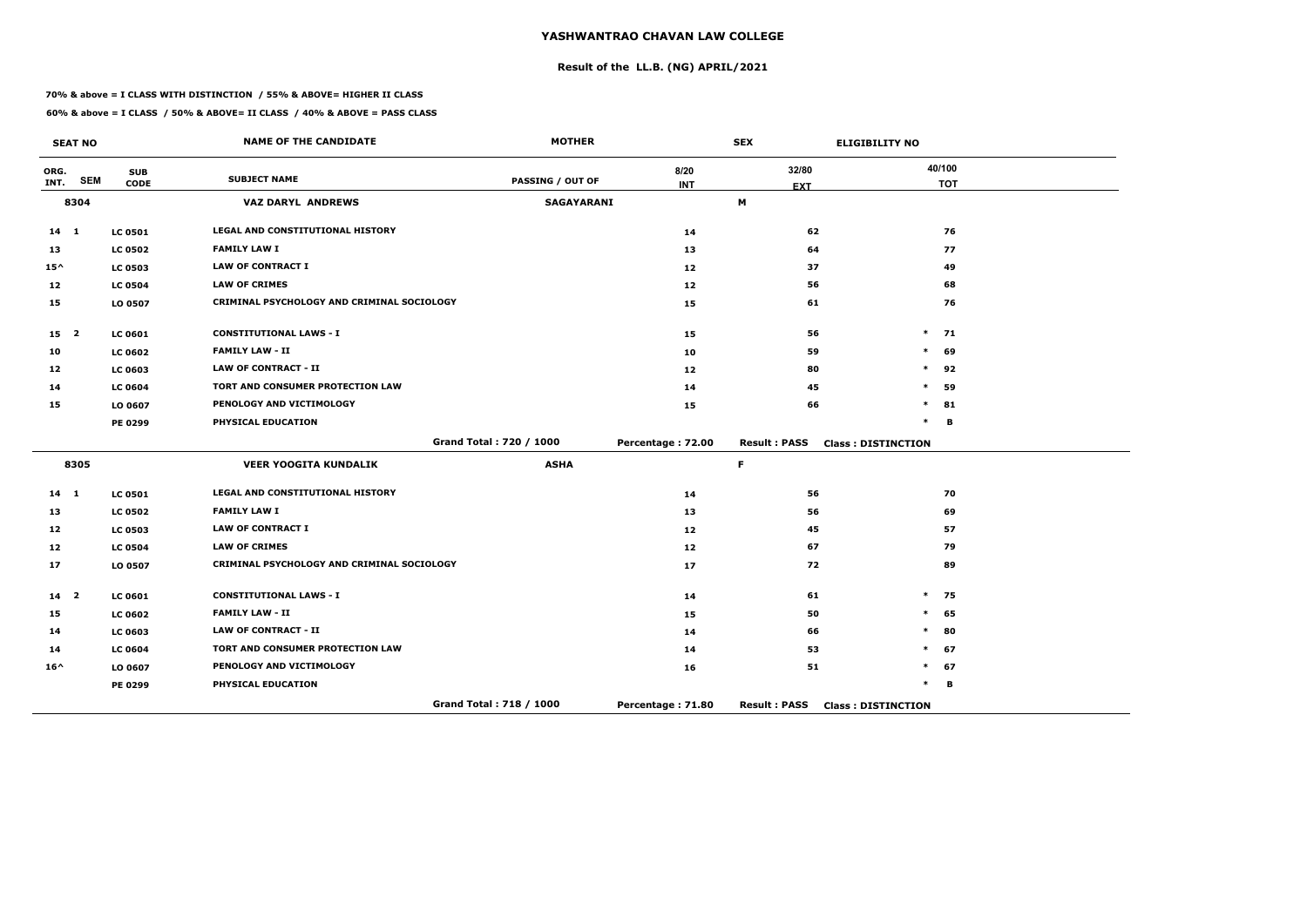# YASHWANTRAO CHAVAN LAW COLLEGE

## Result of the LL.B. (NG) APRIL/2021

**70% & above = I CLASS WITH DISTINCTION / 55% & ABOVE= HIGHER II CLASS**

**60% & above = I CLASS / 50% & ABOVE= II CLASS / 40% & ABOVE = PASS CLASS**

| SEAT NO | | | NAME OF THE CANDIDATE | MOTHER | SEX | | ELIGIBILITY NO |
|---|---|---|---|---|---|---|---|
| ORG. INT. | SEM | SUB CODE | SUBJECT NAME | PASSING / OUT OF | 8/20 INT | 32/80 EXT | 40/100 TOT |
| 8304 | | | VAZ DARYL ANDREWS | SAGAYARANI | | M | |
| 14 | 1 | LC 0501 | LEGAL AND CONSTITUTIONAL HISTORY | | 14 | 62 | 76 |
| 13 | | LC 0502 | FAMILY LAW I | | 13 | 64 | 77 |
| 15^ | | LC 0503 | LAW OF CONTRACT I | | 12 | 37 | 49 |
| 12 | | LC 0504 | LAW OF CRIMES | | 12 | 56 | 68 |
| 15 | | LO 0507 | CRIMINAL PSYCHOLOGY AND CRIMINAL SOCIOLOGY | | 15 | 61 | 76 |
| 15 | 2 | LC 0601 | CONSTITUTIONAL LAWS - I | | 15 | 56 | * 71 |
| 10 | | LC 0602 | FAMILY LAW - II | | 10 | 59 | * 69 |
| 12 | | LC 0603 | LAW OF CONTRACT - II | | 12 | 80 | * 92 |
| 14 | | LC 0604 | TORT AND CONSUMER PROTECTION LAW | | 14 | 45 | * 59 |
| 15 | | LO 0607 | PENOLOGY AND VICTIMOLOGY | | 15 | 66 | * 81 |
| | | PE 0299 | PHYSICAL EDUCATION | | | | * B |
| | | | | Grand Total : 720 / 1000 | Percentage : 72.00 | Result : PASS | Class : DISTINCTION |
| 8305 | | | VEER YOOGITA KUNDALIK | ASHA | | F | |
| 14 | 1 | LC 0501 | LEGAL AND CONSTITUTIONAL HISTORY | | 14 | 56 | 70 |
| 13 | | LC 0502 | FAMILY LAW I | | 13 | 56 | 69 |
| 12 | | LC 0503 | LAW OF CONTRACT I | | 12 | 45 | 57 |
| 12 | | LC 0504 | LAW OF CRIMES | | 12 | 67 | 79 |
| 17 | | LO 0507 | CRIMINAL PSYCHOLOGY AND CRIMINAL SOCIOLOGY | | 17 | 72 | 89 |
| 14 | 2 | LC 0601 | CONSTITUTIONAL LAWS - I | | 14 | 61 | * 75 |
| 15 | | LC 0602 | FAMILY LAW - II | | 15 | 50 | * 65 |
| 14 | | LC 0603 | LAW OF CONTRACT - II | | 14 | 66 | * 80 |
| 14 | | LC 0604 | TORT AND CONSUMER PROTECTION LAW | | 14 | 53 | * 67 |
| 16^ | | LO 0607 | PENOLOGY AND VICTIMOLOGY | | 16 | 51 | * 67 |
| | | PE 0299 | PHYSICAL EDUCATION | | | | * B |
| | | | | Grand Total : 718 / 1000 | Percentage : 71.80 | Result : PASS | Class : DISTINCTION |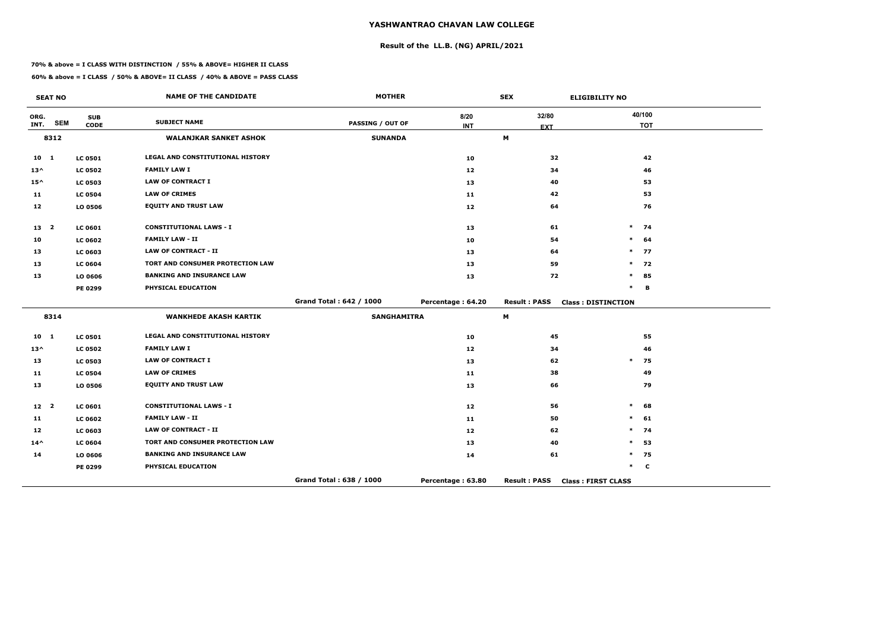# YASHWANTRAO CHAVAN LAW COLLEGE

## Result of the LL.B. (NG) APRIL/2021

**70% & above = I CLASS WITH DISTINCTION / 55% & ABOVE= HIGHER II CLASS**

**60% & above = I CLASS / 50% & ABOVE= II CLASS / 40% & ABOVE = PASS CLASS**

| SEAT NO | | | NAME OF THE CANDIDATE | MOTHER | | SEX | ELIGIBILITY NO |
|---|---|---|---|---|---|---|---|
| ORG. INT. | SEM | SUB CODE | SUBJECT NAME | PASSING / OUT OF | 8/20 INT | 32/80 EXT | 40/100 TOT |
| 8312 | | | WALANJKAR SANKET ASHOK | SUNANDA | | M | |
| 10 | 1 | LC 0501 | LEGAL AND CONSTITUTIONAL HISTORY | | 10 | 32 | 42 |
| 13^ | | LC 0502 | FAMILY LAW I | | 12 | 34 | 46 |
| 15^ | | LC 0503 | LAW OF CONTRACT I | | 13 | 40 | 53 |
| 11 | | LC 0504 | LAW OF CRIMES | | 11 | 42 | 53 |
| 12 | | LO 0506 | EQUITY AND TRUST LAW | | 12 | 64 | 76 |
| 13 | 2 | LC 0601 | CONSTITUTIONAL LAWS - I | | 13 | 61 | * 74 |
| 10 | | LC 0602 | FAMILY LAW - II | | 10 | 54 | * 64 |
| 13 | | LC 0603 | LAW OF CONTRACT - II | | 13 | 64 | * 77 |
| 13 | | LC 0604 | TORT AND CONSUMER PROTECTION LAW | | 13 | 59 | * 72 |
| 13 | | LO 0606 | BANKING AND INSURANCE LAW | | 13 | 72 | * 85 |
| | | PE 0299 | PHYSICAL EDUCATION | | | | * B |
| | | | | Grand Total : 642 / 1000 | Percentage : 64.20 | Result : PASS | Class : DISTINCTION |
| 8314 | | | WANKHEDE AKASH KARTIK | SANGHAMITRA | | M | |
| 10 | 1 | LC 0501 | LEGAL AND CONSTITUTIONAL HISTORY | | 10 | 45 | 55 |
| 13^ | | LC 0502 | FAMILY LAW I | | 12 | 34 | 46 |
| 13 | | LC 0503 | LAW OF CONTRACT I | | 13 | 62 | * 75 |
| 11 | | LC 0504 | LAW OF CRIMES | | 11 | 38 | 49 |
| 13 | | LO 0506 | EQUITY AND TRUST LAW | | 13 | 66 | 79 |
| 12 | 2 | LC 0601 | CONSTITUTIONAL LAWS - I | | 12 | 56 | * 68 |
| 11 | | LC 0602 | FAMILY LAW - II | | 11 | 50 | * 61 |
| 12 | | LC 0603 | LAW OF CONTRACT - II | | 12 | 62 | * 74 |
| 14^ | | LC 0604 | TORT AND CONSUMER PROTECTION LAW | | 13 | 40 | * 53 |
| 14 | | LO 0606 | BANKING AND INSURANCE LAW | | 14 | 61 | * 75 |
| | | PE 0299 | PHYSICAL EDUCATION | | | | * C |
| | | | | Grand Total : 638 / 1000 | Percentage : 63.80 | Result : PASS | Class : FIRST CLASS |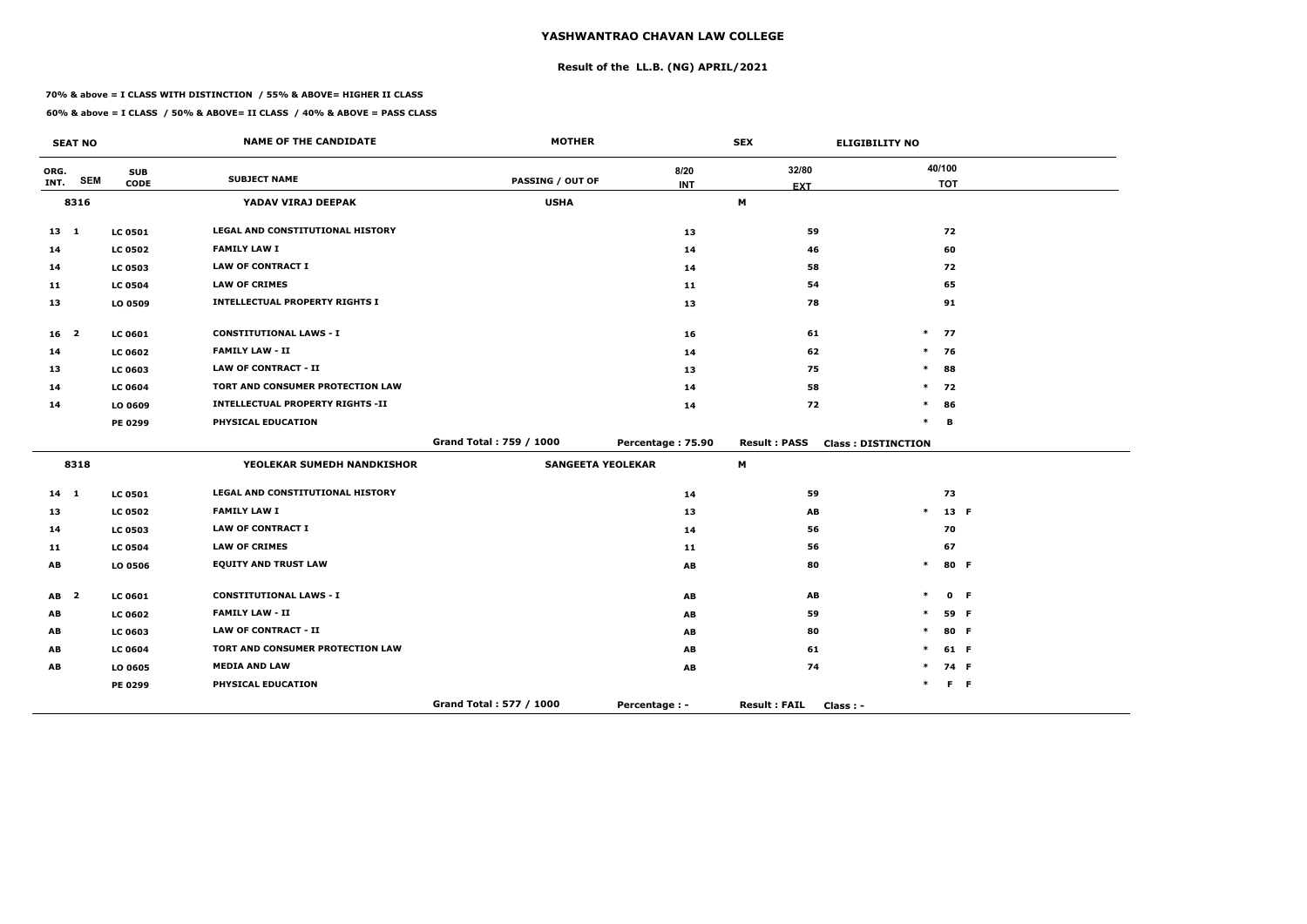# YASHWANTRAO CHAVAN LAW COLLEGE

## Result of the LL.B. (NG) APRIL/2021

**70% & above = I CLASS WITH DISTINCTION / 55% & ABOVE= HIGHER II CLASS**

**60% & above = I CLASS / 50% & ABOVE= II CLASS / 40% & ABOVE = PASS CLASS**

| SEAT NO | | | NAME OF THE CANDIDATE | MOTHER | | SEX | ELIGIBILITY NO |
|---|---|---|---|---|---|---|---|
| ORG. INT. | SEM | SUB CODE | SUBJECT NAME | PASSING / OUT OF | 8/20 INT | 32/80 EXT | 40/100 TOT |
| 8316 | | | YADAV VIRAJ DEEPAK | USHA | | M | |
| 13 | 1 | LC 0501 | LEGAL AND CONSTITUTIONAL HISTORY | | 13 | 59 | 72 |
| 14 | | LC 0502 | FAMILY LAW I | | 14 | 46 | 60 |
| 14 | | LC 0503 | LAW OF CONTRACT I | | 14 | 58 | 72 |
| 11 | | LC 0504 | LAW OF CRIMES | | 11 | 54 | 65 |
| 13 | | LO 0509 | INTELLECTUAL PROPERTY RIGHTS I | | 13 | 78 | 91 |
| 16 | 2 | LC 0601 | CONSTITUTIONAL LAWS - I | | 16 | 61 | * 77 |
| 14 | | LC 0602 | FAMILY LAW - II | | 14 | 62 | * 76 |
| 13 | | LC 0603 | LAW OF CONTRACT - II | | 13 | 75 | * 88 |
| 14 | | LC 0604 | TORT AND CONSUMER PROTECTION LAW | | 14 | 58 | * 72 |
| 14 | | LO 0609 | INTELLECTUAL PROPERTY RIGHTS -II | | 14 | 72 | * 86 |
| | | PE 0299 | PHYSICAL EDUCATION | | | | * B |
| | | | | Grand Total : 759 / 1000 | Percentage : 75.90 | Result : PASS | Class : DISTINCTION |
| 8318 | | | YEOLEKAR SUMEDH NANDKISHOR | SANGEETA YEOLEKAR | | M | |
| 14 | 1 | LC 0501 | LEGAL AND CONSTITUTIONAL HISTORY | | 14 | 59 | 73 |
| 13 | | LC 0502 | FAMILY LAW I | | 13 | AB | * 13 F |
| 14 | | LC 0503 | LAW OF CONTRACT I | | 14 | 56 | 70 |
| 11 | | LC 0504 | LAW OF CRIMES | | 11 | 56 | 67 |
| AB | | LO 0506 | EQUITY AND TRUST LAW | | AB | 80 | * 80 F |
| AB | 2 | LC 0601 | CONSTITUTIONAL LAWS - I | | AB | AB | * 0 F |
| AB | | LC 0602 | FAMILY LAW - II | | AB | 59 | * 59 F |
| AB | | LC 0603 | LAW OF CONTRACT - II | | AB | 80 | * 80 F |
| AB | | LC 0604 | TORT AND CONSUMER PROTECTION LAW | | AB | 61 | * 61 F |
| AB | | LO 0605 | MEDIA AND LAW | | AB | 74 | * 74 F |
| | | PE 0299 | PHYSICAL EDUCATION | | | | * F F |
| | | | | Grand Total : 577 / 1000 | Percentage : - | Result : FAIL | Class : - |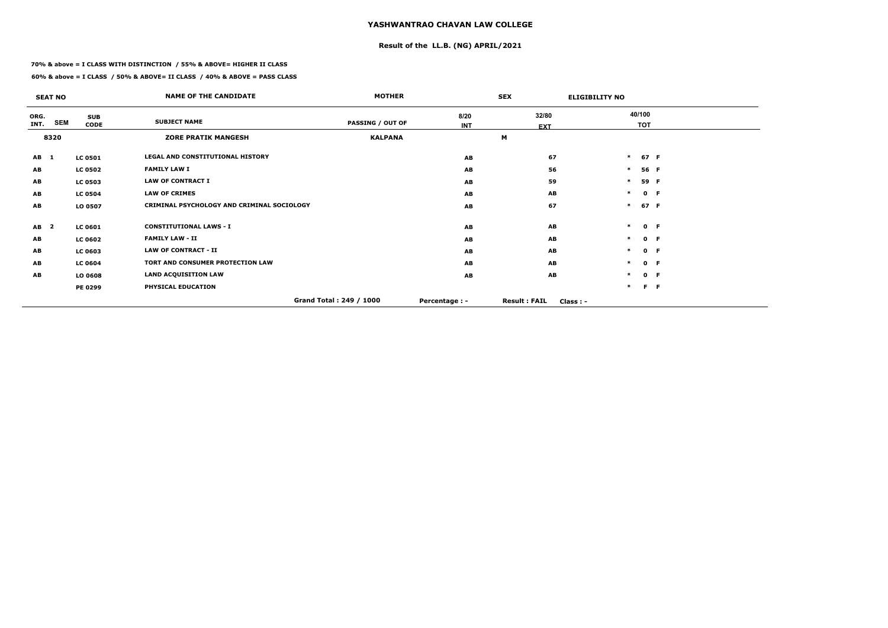# YASHWANTRAO CHAVAN LAW COLLEGE

## Result of the LL.B. (NG) APRIL/2021

**70% & above = I CLASS WITH DISTINCTION / 55% & ABOVE= HIGHER II CLASS**

**60% & above = I CLASS / 50% & ABOVE= II CLASS / 40% & ABOVE = PASS CLASS**

| SEAT NO | | | NAME OF THE CANDIDATE | MOTHER | | SEX | ELIGIBILITY NO |
|---|---|---|---|---|---|---|---|
| ORG. INT. | SEM | SUB CODE | SUBJECT NAME | PASSING / OUT OF | 8/20 INT | 32/80 EXT | 40/100 TOT |
| 8320 | | | ZORE PRATIK MANGESH | KALPANA | | M | |
| AB | 1 | LC 0501 | LEGAL AND CONSTITUTIONAL HISTORY | | AB | 67 | * 67 F |
| AB | | LC 0502 | FAMILY LAW I | | AB | 56 | * 56 F |
| AB | | LC 0503 | LAW OF CONTRACT I | | AB | 59 | * 59 F |
| AB | | LC 0504 | LAW OF CRIMES | | AB | AB | * 0 F |
| AB | | LO 0507 | CRIMINAL PSYCHOLOGY AND CRIMINAL SOCIOLOGY | | AB | 67 | * 67 F |
| AB | 2 | LC 0601 | CONSTITUTIONAL LAWS - I | | AB | AB | * 0 F |
| AB | | LC 0602 | FAMILY LAW - II | | AB | AB | * 0 F |
| AB | | LC 0603 | LAW OF CONTRACT - II | | AB | AB | * 0 F |
| AB | | LC 0604 | TORT AND CONSUMER PROTECTION LAW | | AB | AB | * 0 F |
| AB | | LO 0608 | LAND ACQUISITION LAW | | AB | AB | * 0 F |
| | | PE 0299 | PHYSICAL EDUCATION | | | | * F F |
| | | | | Grand Total : 249 / 1000 | Percentage : - | Result : FAIL | Class : - |